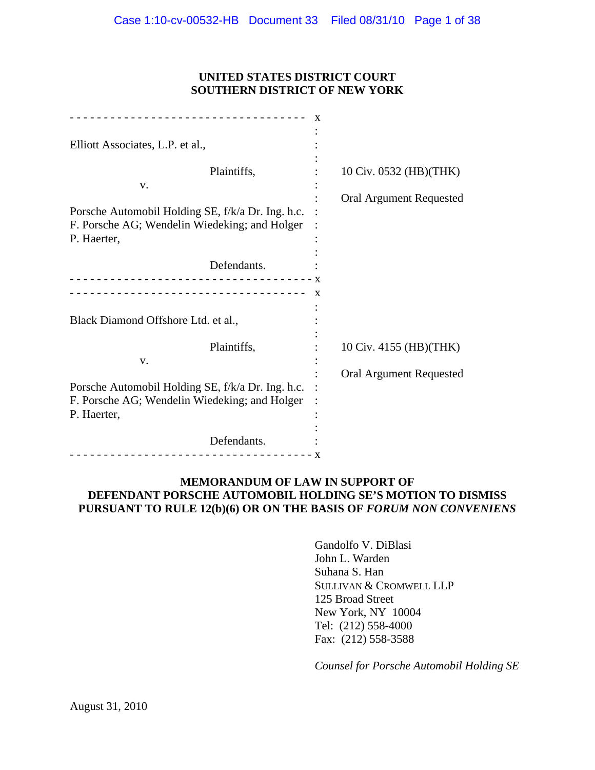**UNITED STATES DISTRICT COURT**
**SOUTHERN DISTRICT OF NEW YORK**

| | |
|---|---|
| Elliott Associates, L.P. et al., Plaintiffs, v. Porsche Automobil Holding SE, f/k/a Dr. Ing. h.c. F. Porsche AG; Wendelin Wiedeking; and Holger P. Haerter, Defendants. | 10 Civ. 0532 (HB)(THK) Oral Argument Requested |
| Black Diamond Offshore Ltd. et al., Plaintiffs, v. Porsche Automobil Holding SE, f/k/a Dr. Ing. h.c. F. Porsche AG; Wendelin Wiedeking; and Holger P. Haerter, Defendants. | 10 Civ. 4155 (HB)(THK) Oral Argument Requested |

**MEMORANDUM OF LAW IN SUPPORT OF DEFENDANT PORSCHE AUTOMOBIL HOLDING SE'S MOTION TO DISMISS PURSUANT TO RULE 12(b)(6) OR ON THE BASIS OF *FORUM NON CONVENIENS***

Gandolfo V. DiBlasi
John L. Warden
Suhana S. Han
SULLIVAN & CROMWELL LLP
125 Broad Street
New York, NY 10004
Tel: (212) 558-4000
Fax: (212) 558-3588

*Counsel for Porsche Automobil Holding SE*

August 31, 2010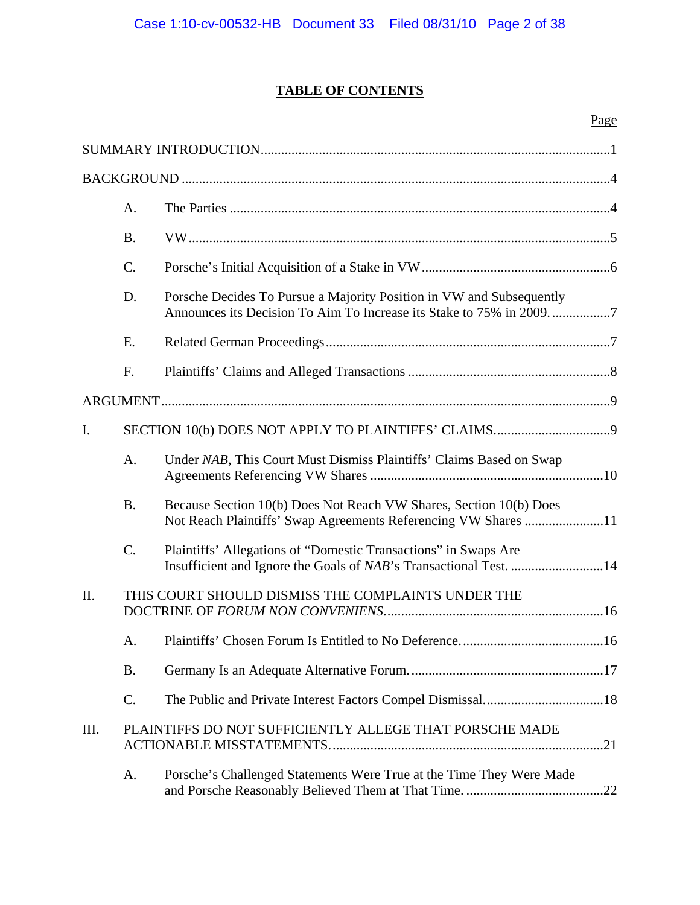# TABLE OF CONTENTS

| | | Page |
|---|---|---|
| SUMMARY INTRODUCTION | | 1 |
| BACKGROUND | | 4 |
| A. | The Parties | 4 |
| B. | VW | 5 |
| C. | Porsche's Initial Acquisition of a Stake in VW | 6 |
| D. | Porsche Decides To Pursue a Majority Position in VW and Subsequently Announces its Decision To Aim To Increase its Stake to 75% in 2009. | 7 |
| E. | Related German Proceedings | 7 |
| F. | Plaintiffs' Claims and Alleged Transactions | 8 |
| ARGUMENT | | 9 |
| I. | SECTION 10(b) DOES NOT APPLY TO PLAINTIFFS' CLAIMS. | 9 |
| A. | Under *NAB*, This Court Must Dismiss Plaintiffs' Claims Based on Swap Agreements Referencing VW Shares | 10 |
| B. | Because Section 10(b) Does Not Reach VW Shares, Section 10(b) Does Not Reach Plaintiffs' Swap Agreements Referencing VW Shares | 11 |
| C. | Plaintiffs' Allegations of "Domestic Transactions" in Swaps Are Insufficient and Ignore the Goals of *NAB*'s Transactional Test. | 14 |
| II. | THIS COURT SHOULD DISMISS THE COMPLAINTS UNDER THE DOCTRINE OF *FORUM NON CONVENIENS*. | 16 |
| A. | Plaintiffs' Chosen Forum Is Entitled to No Deference. | 16 |
| B. | Germany Is an Adequate Alternative Forum. | 17 |
| C. | The Public and Private Interest Factors Compel Dismissal. | 18 |
| III. | PLAINTIFFS DO NOT SUFFICIENTLY ALLEGE THAT PORSCHE MADE ACTIONABLE MISSTATEMENTS. | 21 |
| A. | Porsche's Challenged Statements Were True at the Time They Were Made and Porsche Reasonably Believed Them at That Time. | 22 |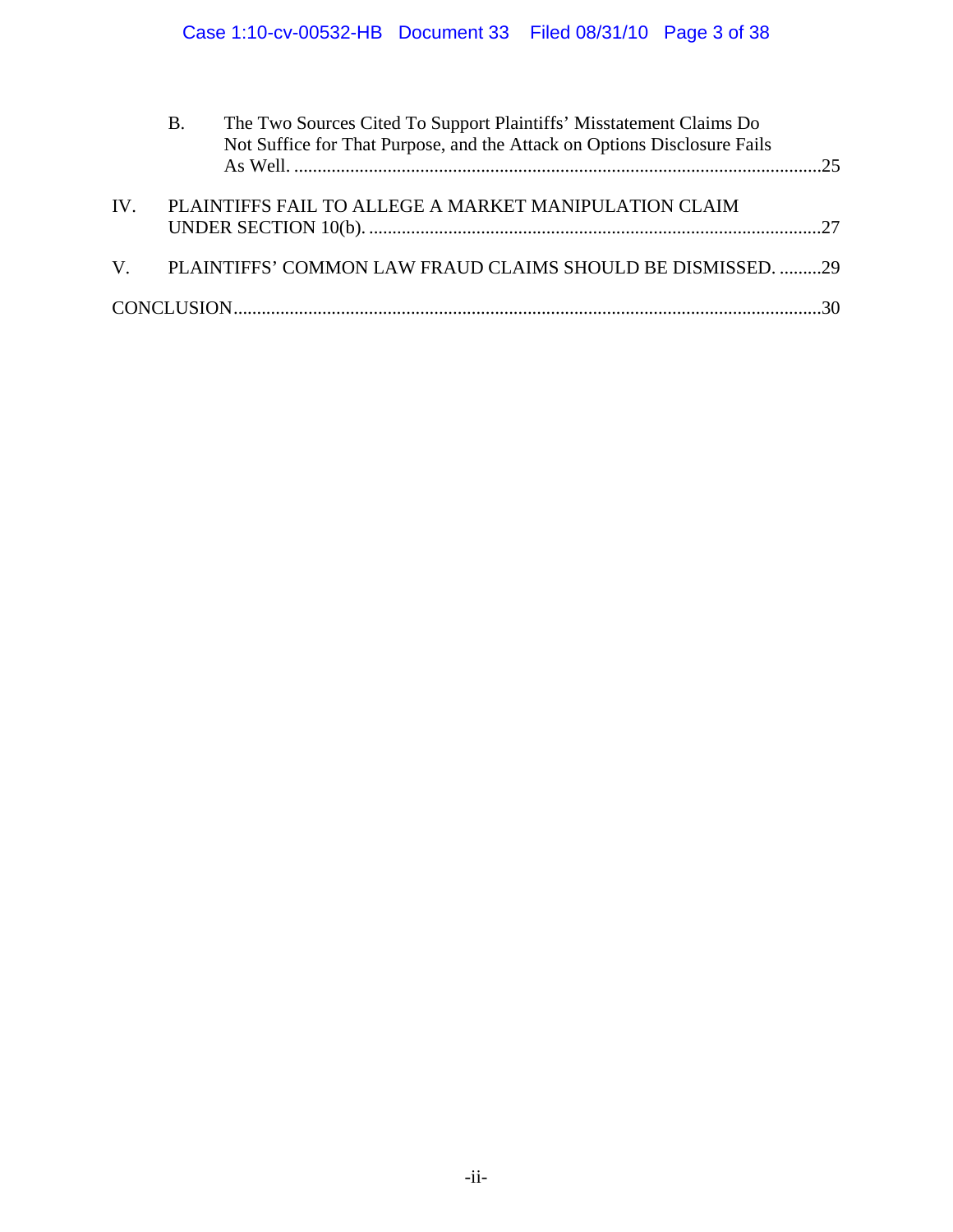B. The Two Sources Cited To Support Plaintiffs' Misstatement Claims Do Not Suffice for That Purpose, and the Attack on Options Disclosure Fails As Well. ....................................................................................................25

IV. PLAINTIFFS FAIL TO ALLEGE A MARKET MANIPULATION CLAIM UNDER SECTION 10(b). ....................................................................................................27

V. PLAINTIFFS' COMMON LAW FRAUD CLAIMS SHOULD BE DISMISSED. .........29

CONCLUSION.............................................................................................................................30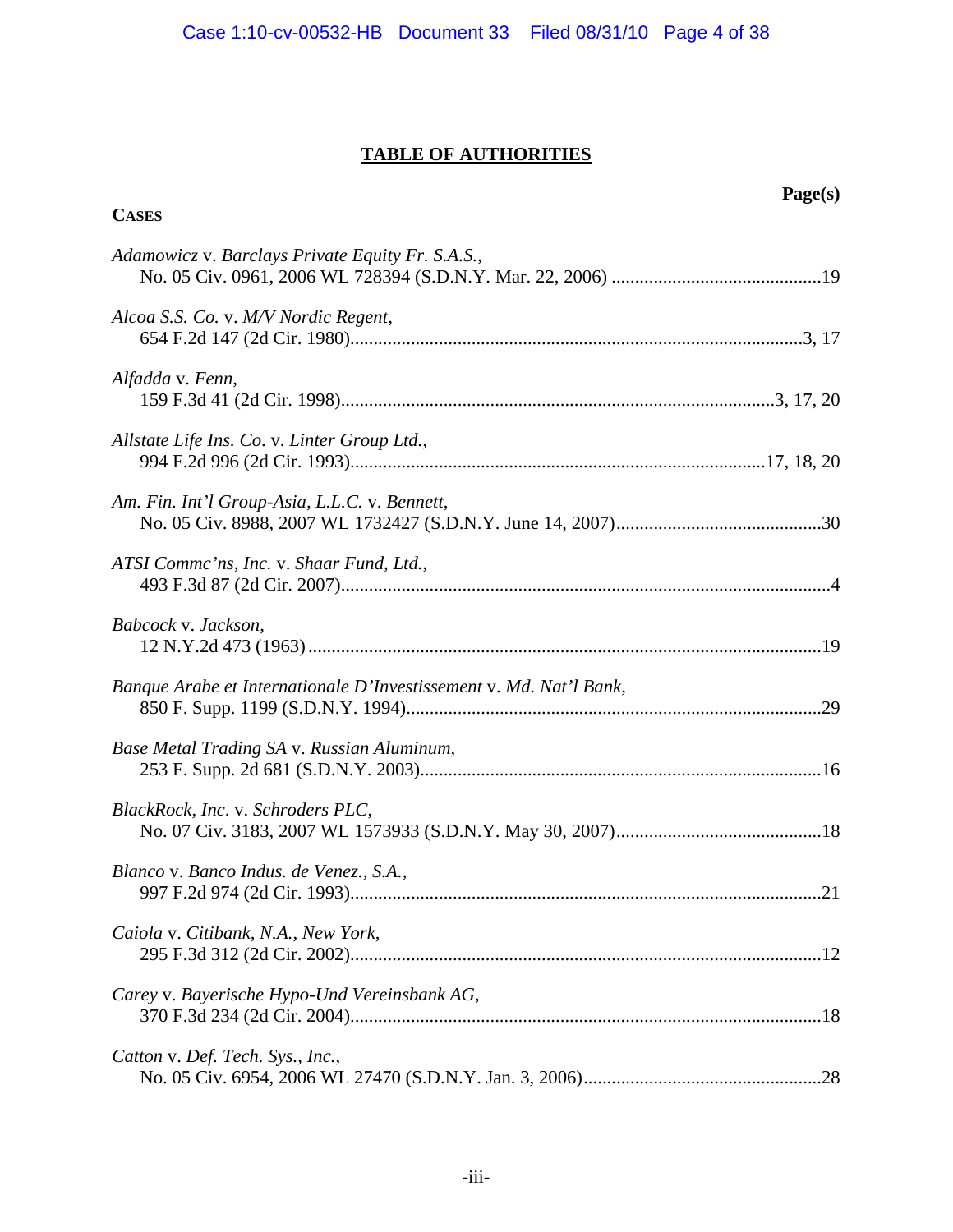# TABLE OF AUTHORITIES

**Page(s)**

**CASES**

*Adamowicz* v. *Barclays Private Equity Fr. S.A.S.*,
No. 05 Civ. 0961, 2006 WL 728394 (S.D.N.Y. Mar. 22, 2006) ............................................19

*Alcoa S.S. Co.* v. *M/V Nordic Regent*,
654 F.2d 147 (2d Cir. 1980)................................................................................................3, 17

*Alfadda* v. *Fenn*,
159 F.3d 41 (2d Cir. 1998).........................................................................................3, 17, 20

*Allstate Life Ins. Co*. v. *Linter Group Ltd.*,
994 F.2d 996 (2d Cir. 1993).......................................................................................17, 18, 20

*Am. Fin. Int'l Group-Asia, L.L.C.* v. *Bennett*,
No. 05 Civ. 8988, 2007 WL 1732427 (S.D.N.Y. June 14, 2007)............................................30

*ATSI Commc'ns, Inc.* v. *Shaar Fund, Ltd.*,
493 F.3d 87 (2d Cir. 2007).........................................................................................................4

*Babcock* v. *Jackson*,
12 N.Y.2d 473 (1963) ..............................................................................................................19

*Banque Arabe et Internationale D'Investissement* v. *Md. Nat'l Bank*,
850 F. Supp. 1199 (S.D.N.Y. 1994).........................................................................................29

*Base Metal Trading SA* v. *Russian Aluminum*,
253 F. Supp. 2d 681 (S.D.N.Y. 2003)......................................................................................16

*BlackRock, Inc*. v. *Schroders PLC*,
No. 07 Civ. 3183, 2007 WL 1573933 (S.D.N.Y. May 30, 2007)............................................18

*Blanco* v. *Banco Indus. de Venez., S.A.*,
997 F.2d 974 (2d Cir. 1993).....................................................................................................21

*Caiola* v. *Citibank, N.A., New York*,
295 F.3d 312 (2d Cir. 2002).....................................................................................................12

*Carey* v. *Bayerische Hypo-Und Vereinsbank AG*,
370 F.3d 234 (2d Cir. 2004).....................................................................................................18

*Catton* v. *Def. Tech. Sys., Inc.*,
No. 05 Civ. 6954, 2006 WL 27470 (S.D.N.Y. Jan. 3, 2006)...................................................28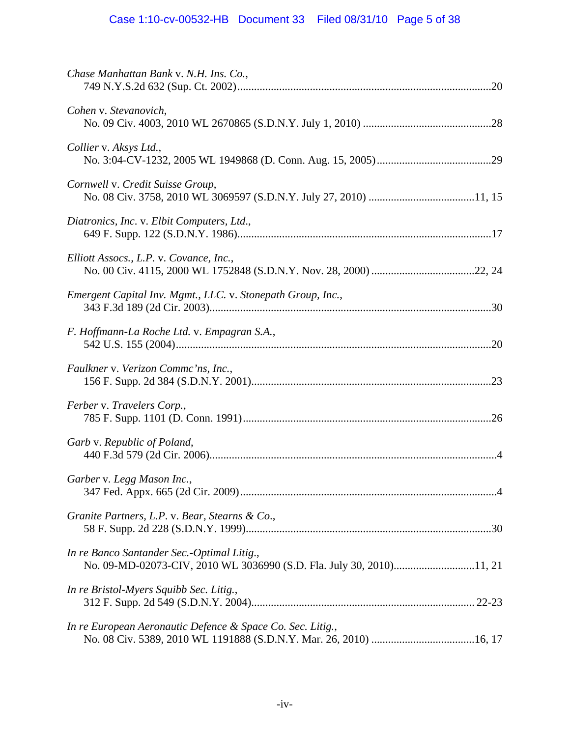*Chase Manhattan Bank* v. *N.H. Ins. Co.*,
749 N.Y.S.2d 632 (Sup. Ct. 2002)....................................................................................20

*Cohen* v. *Stevanovich*,
No. 09 Civ. 4003, 2010 WL 2670865 (S.D.N.Y. July 1, 2010) ..............................................28

*Collier* v. *Aksys Ltd.*,
No. 3:04-CV-1232, 2005 WL 1949868 (D. Conn. Aug. 15, 2005)..........................................29

*Cornwell* v. *Credit Suisse Group*,
No. 08 Civ. 3758, 2010 WL 3069597 (S.D.N.Y. July 27, 2010) .......................................11, 15

*Diatronics, Inc*. v. *Elbit Computers, Ltd*.,
649 F. Supp. 122 (S.D.N.Y. 1986).........................................................................................17

*Elliott Assocs., L.P.* v. *Covance, Inc.*,
No. 00 Civ. 4115, 2000 WL 1752848 (S.D.N.Y. Nov. 28, 2000) .....................................22, 24

*Emergent Capital Inv. Mgmt., LLC.* v. *Stonepath Group, Inc.*,
343 F.3d 189 (2d Cir. 2003)...................................................................................................30

*F. Hoffmann-La Roche Ltd.* v. *Empagran S.A.*,
542 U.S. 155 (2004)...............................................................................................................20

*Faulkner* v. *Verizon Commc'ns, Inc.*,
156 F. Supp. 2d 384 (S.D.N.Y. 2001).....................................................................................23

*Ferber* v. *Travelers Corp.*,
785 F. Supp. 1101 (D. Conn. 1991)........................................................................................26

*Garb* v. *Republic of Poland*,
440 F.3d 579 (2d Cir. 2006).....................................................................................................4

*Garber* v. *Legg Mason Inc.*,
347 Fed. Appx. 665 (2d Cir. 2009)...........................................................................................4

*Granite Partners, L.P*. v. *Bear, Stearns & Co*.,
58 F. Supp. 2d 228 (S.D.N.Y. 1999).......................................................................................30

*In re Banco Santander Sec.-Optimal Litig*.,
No. 09-MD-02073-CIV, 2010 WL 3036990 (S.D. Fla. July 30, 2010).............................11, 21

*In re Bristol-Myers Squibb Sec. Litig.*,
312 F. Supp. 2d 549 (S.D.N.Y. 2004)................................................................................ 22-23

*In re European Aeronautic Defence & Space Co. Sec. Litig.*,
No. 08 Civ. 5389, 2010 WL 1191888 (S.D.N.Y. Mar. 26, 2010) .....................................16, 17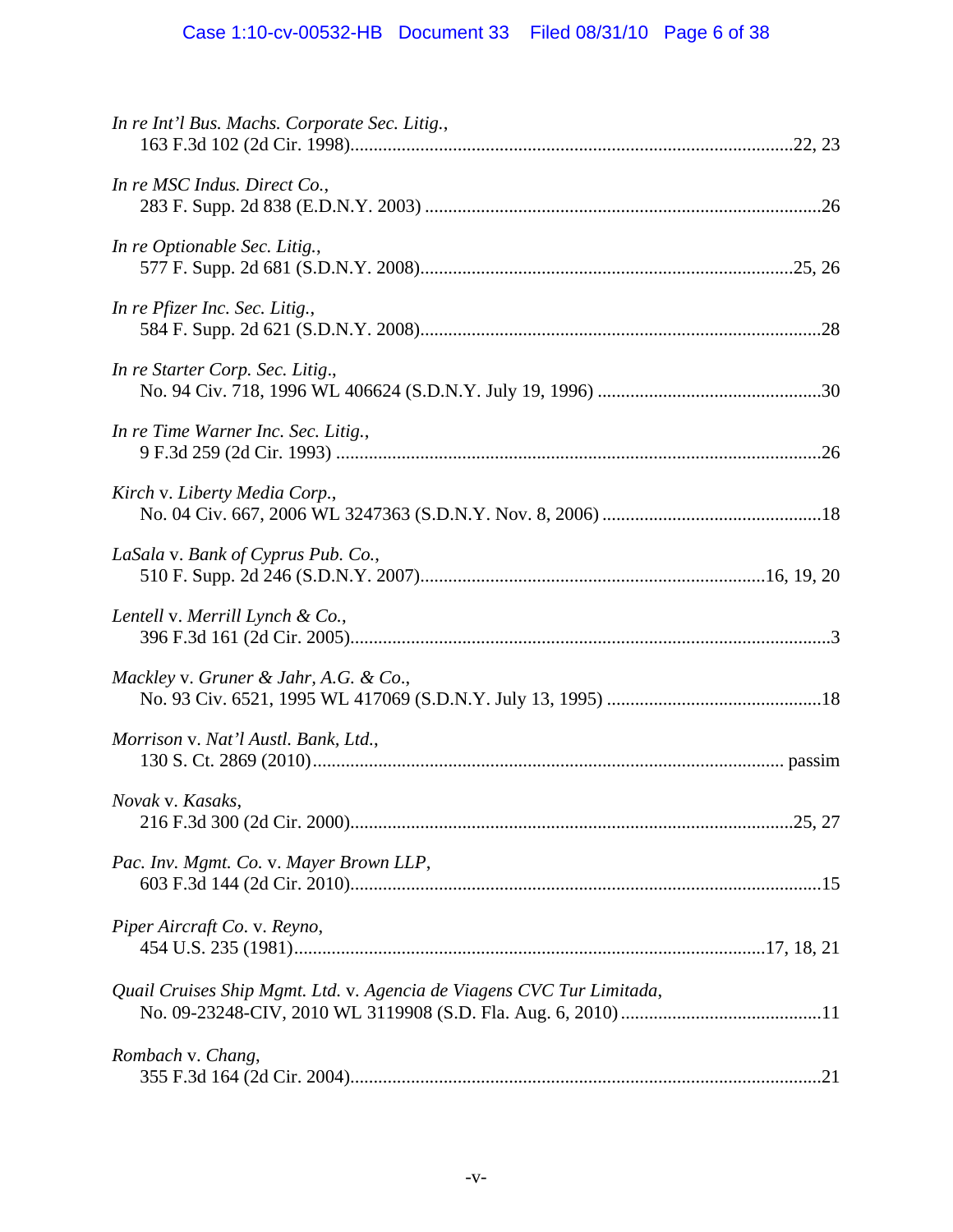*In re Int'l Bus. Machs. Corporate Sec. Litig.*,
163 F.3d 102 (2d Cir. 1998)................................................................................................22, 23

*In re MSC Indus. Direct Co.*,
283 F. Supp. 2d 838 (E.D.N.Y. 2003) ....................................................................................26

*In re Optionable Sec. Litig.*,
577 F. Supp. 2d 681 (S.D.N.Y. 2008)...............................................................................25, 26

*In re Pfizer Inc. Sec. Litig.*,
584 F. Supp. 2d 621 (S.D.N.Y. 2008).....................................................................................28

*In re Starter Corp. Sec. Litig*.,
No. 94 Civ. 718, 1996 WL 406624 (S.D.N.Y. July 19, 1996) ................................................30

*In re Time Warner Inc. Sec. Litig.*,
9 F.3d 259 (2d Cir. 1993) ........................................................................................................26

*Kirch* v. *Liberty Media Corp.*,
No. 04 Civ. 667, 2006 WL 3247363 (S.D.N.Y. Nov. 8, 2006) ...............................................18

*LaSala* v. *Bank of Cyprus Pub. Co.*,
510 F. Supp. 2d 246 (S.D.N.Y. 2007)........................................................................16, 19, 20

*Lentell* v. *Merrill Lynch & Co.*,
396 F.3d 161 (2d Cir. 2005).......................................................................................................3

*Mackley* v. *Gruner & Jahr, A.G. & Co.*,
No. 93 Civ. 6521, 1995 WL 417069 (S.D.N.Y. July 13, 1995) .............................................18

*Morrison* v. *Nat'l Austl. Bank, Ltd.*,
130 S. Ct. 2869 (2010).................................................................................................... passim

*Novak* v. *Kasaks*,
216 F.3d 300 (2d Cir. 2000)...............................................................................................25, 27

*Pac. Inv. Mgmt. Co.* v. *Mayer Brown LLP*,
603 F.3d 144 (2d Cir. 2010)....................................................................................................15

*Piper Aircraft Co.* v. *Reyno*,
454 U.S. 235 (1981)....................................................................................................17, 18, 21

*Quail Cruises Ship Mgmt. Ltd.* v. *Agencia de Viagens CVC Tur Limitada*,
No. 09-23248-CIV, 2010 WL 3119908 (S.D. Fla. Aug. 6, 2010) ...........................................11

*Rombach* v. *Chang*,
355 F.3d 164 (2d Cir. 2004)....................................................................................................21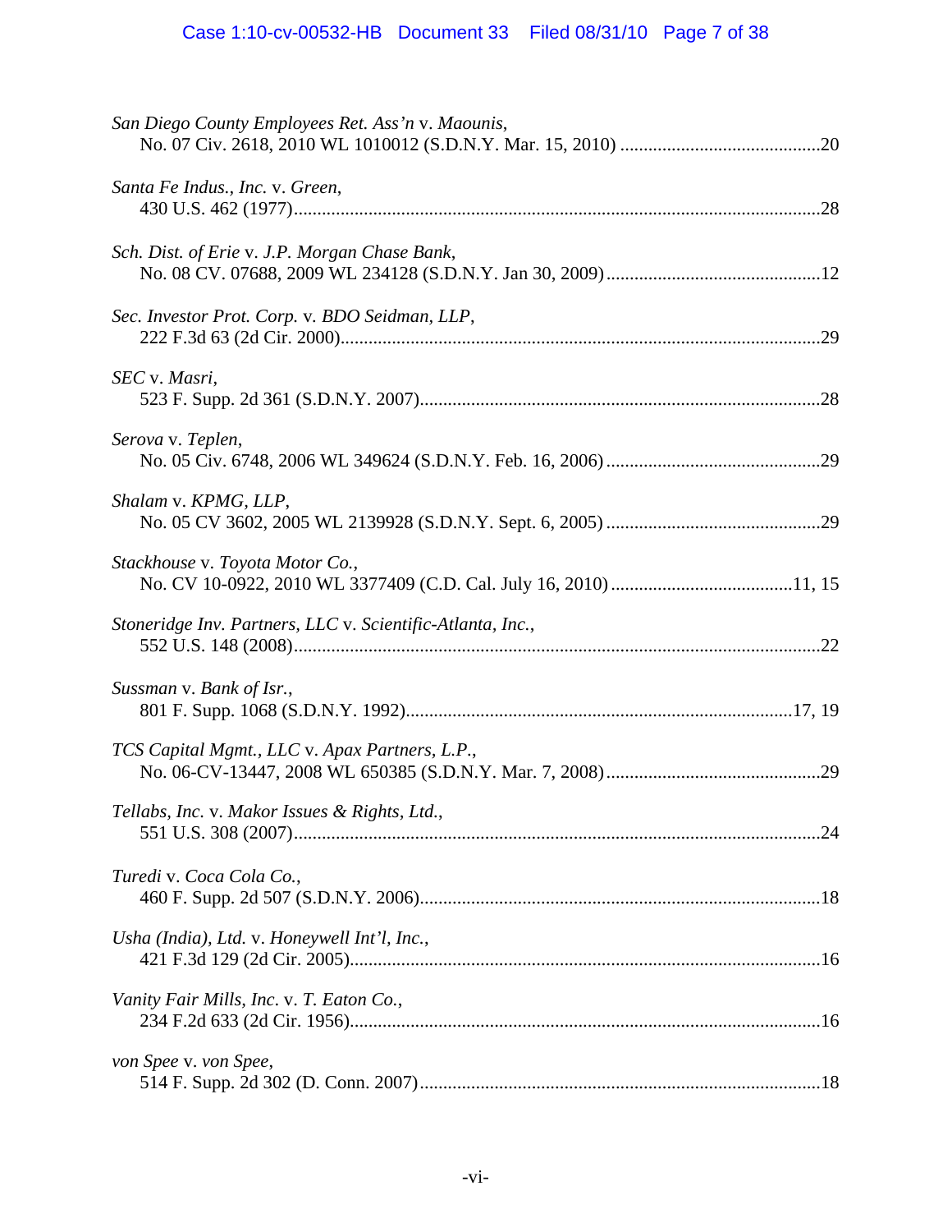*San Diego County Employees Ret. Ass'n* v. *Maounis*,
No. 07 Civ. 2618, 2010 WL 1010012 (S.D.N.Y. Mar. 15, 2010) ....................................................20

*Santa Fe Indus., Inc.* v. *Green*,
430 U.S. 462 (1977)....................................................................................................................28

*Sch. Dist. of Erie* v. *J.P. Morgan Chase Bank*,
No. 08 CV. 07688, 2009 WL 234128 (S.D.N.Y. Jan 30, 2009) ...................................................12

*Sec. Investor Prot. Corp.* v. *BDO Seidman, LLP*,
222 F.3d 63 (2d Cir. 2000)..........................................................................................................29

*SEC* v. *Masri*,
523 F. Supp. 2d 361 (S.D.N.Y. 2007).........................................................................................28

*Serova* v. *Teplen*,
No. 05 Civ. 6748, 2006 WL 349624 (S.D.N.Y. Feb. 16, 2006) ..................................................29

*Shalam* v. *KPMG, LLP*,
No. 05 CV 3602, 2005 WL 2139928 (S.D.N.Y. Sept. 6, 2005) ..................................................29

*Stackhouse* v. *Toyota Motor Co.*,
No. CV 10-0922, 2010 WL 3377409 (C.D. Cal. July 16, 2010) .......................................11, 15

*Stoneridge Inv. Partners, LLC* v. *Scientific-Atlanta, Inc.*,
552 U.S. 148 (2008)....................................................................................................................22

*Sussman* v. *Bank of Isr.*,
801 F. Supp. 1068 (S.D.N.Y. 1992)......................................................................................17, 19

*TCS Capital Mgmt., LLC* v. *Apax Partners, L.P.*,
No. 06-CV-13447, 2008 WL 650385 (S.D.N.Y. Mar. 7, 2008) ..................................................29

*Tellabs, Inc.* v. *Makor Issues & Rights, Ltd.*,
551 U.S. 308 (2007)....................................................................................................................24

*Turedi* v. *Coca Cola Co.*,
460 F. Supp. 2d 507 (S.D.N.Y. 2006).........................................................................................18

*Usha (India), Ltd.* v. *Honeywell Int'l, Inc.*,
421 F.3d 129 (2d Cir. 2005)........................................................................................................16

*Vanity Fair Mills, Inc.* v. *T. Eaton Co.*,
234 F.2d 633 (2d Cir. 1956)........................................................................................................16

*von Spee* v. *von Spee*,
514 F. Supp. 2d 302 (D. Conn. 2007)..........................................................................................18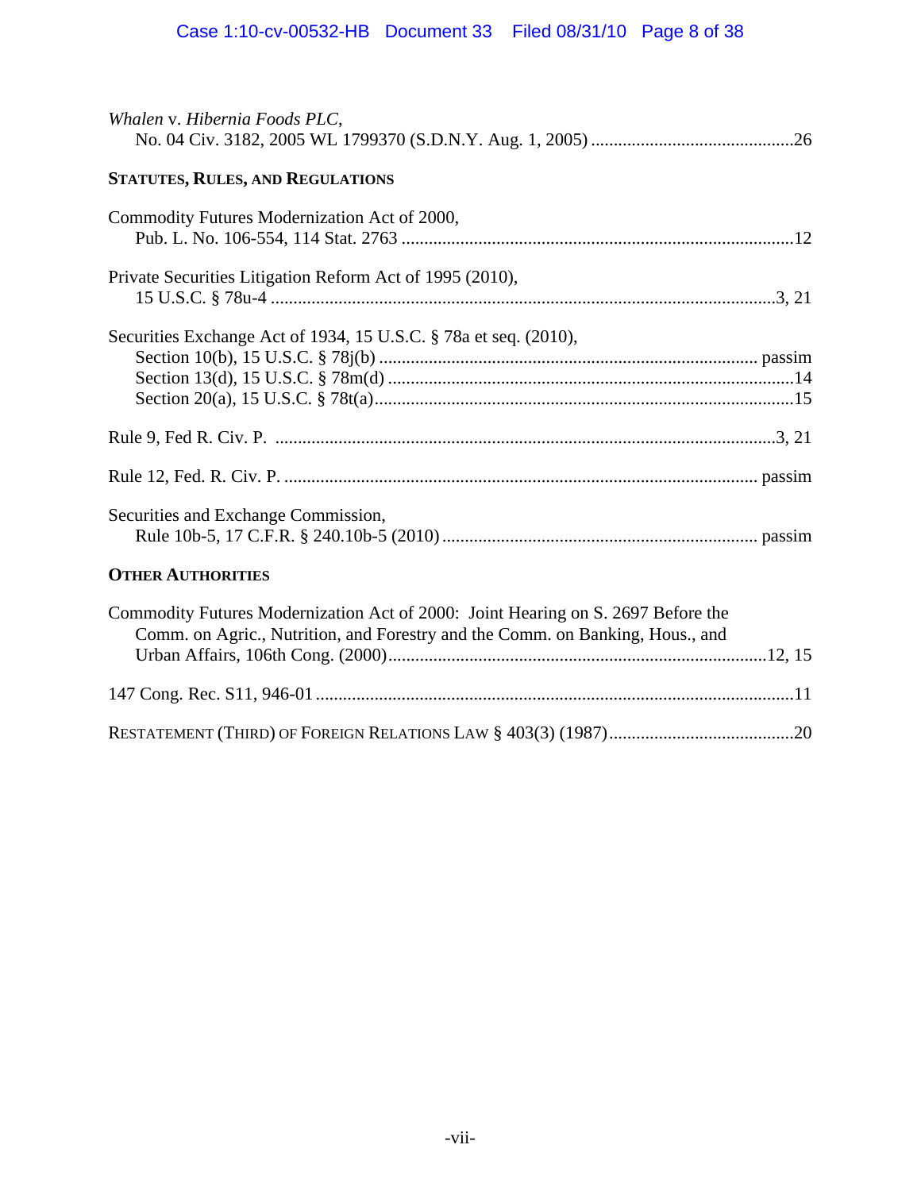*Whalen* v. *Hibernia Foods PLC*,
No. 04 Civ. 3182, 2005 WL 1799370 (S.D.N.Y. Aug. 1, 2005) .............................................26

**STATUTES, RULES, AND REGULATIONS**

Commodity Futures Modernization Act of 2000,
Pub. L. No. 106-554, 114 Stat. 2763 ......................................................................................12

Private Securities Litigation Reform Act of 1995 (2010),
15 U.S.C. § 78u-4 ...............................................................................................................3, 21

Securities Exchange Act of 1934, 15 U.S.C. § 78a et seq. (2010),
Section 10(b), 15 U.S.C. § 78j(b) .................................................................................... passim
Section 13(d), 15 U.S.C. § 78m(d) ..........................................................................................14
Section 20(a), 15 U.S.C. § 78t(a).............................................................................................15

Rule 9, Fed R. Civ. P. ...............................................................................................................3, 21

Rule 12, Fed. R. Civ. P. ......................................................................................................... passim

Securities and Exchange Commission,
Rule 10b-5, 17 C.F.R. § 240.10b-5 (2010) ...................................................................... passim

**OTHER AUTHORITIES**

Commodity Futures Modernization Act of 2000: Joint Hearing on S. 2697 Before the
Comm. on Agric., Nutrition, and Forestry and the Comm. on Banking, Hous., and
Urban Affairs, 106th Cong. (2000)....................................................................................12, 15

147 Cong. Rec. S11, 946-01 ..........................................................................................................11

RESTATEMENT (THIRD) OF FOREIGN RELATIONS LAW § 403(3) (1987).........................................20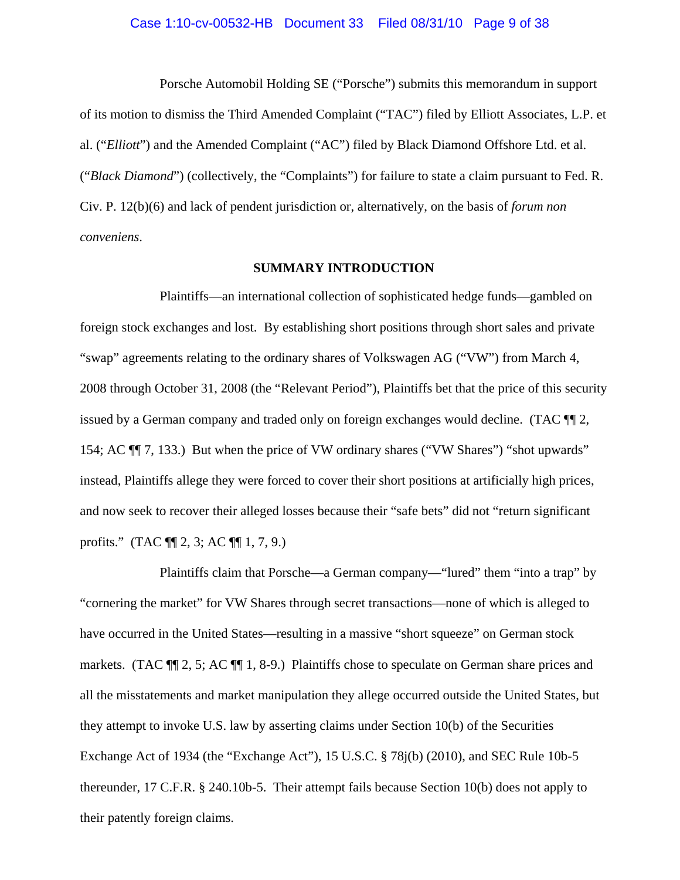Porsche Automobil Holding SE ("Porsche") submits this memorandum in support of its motion to dismiss the Third Amended Complaint ("TAC") filed by Elliott Associates, L.P. et al. ("*Elliott*") and the Amended Complaint ("AC") filed by Black Diamond Offshore Ltd. et al. ("*Black Diamond*") (collectively, the "Complaints") for failure to state a claim pursuant to Fed. R. Civ. P. 12(b)(6) and lack of pendent jurisdiction or, alternatively, on the basis of *forum non conveniens*.

## SUMMARY INTRODUCTION

Plaintiffs—an international collection of sophisticated hedge funds—gambled on foreign stock exchanges and lost. By establishing short positions through short sales and private "swap" agreements relating to the ordinary shares of Volkswagen AG ("VW") from March 4, 2008 through October 31, 2008 (the "Relevant Period"), Plaintiffs bet that the price of this security issued by a German company and traded only on foreign exchanges would decline. (TAC ¶¶ 2, 154; AC ¶¶ 7, 133.) But when the price of VW ordinary shares ("VW Shares") "shot upwards" instead, Plaintiffs allege they were forced to cover their short positions at artificially high prices, and now seek to recover their alleged losses because their "safe bets" did not "return significant profits." (TAC ¶¶ 2, 3; AC ¶¶ 1, 7, 9.)

Plaintiffs claim that Porsche—a German company—"lured" them "into a trap" by "cornering the market" for VW Shares through secret transactions—none of which is alleged to have occurred in the United States—resulting in a massive "short squeeze" on German stock markets. (TAC ¶¶ 2, 5; AC ¶¶ 1, 8-9.) Plaintiffs chose to speculate on German share prices and all the misstatements and market manipulation they allege occurred outside the United States, but they attempt to invoke U.S. law by asserting claims under Section 10(b) of the Securities Exchange Act of 1934 (the "Exchange Act"), 15 U.S.C. § 78j(b) (2010), and SEC Rule 10b-5 thereunder, 17 C.F.R. § 240.10b-5. Their attempt fails because Section 10(b) does not apply to their patently foreign claims.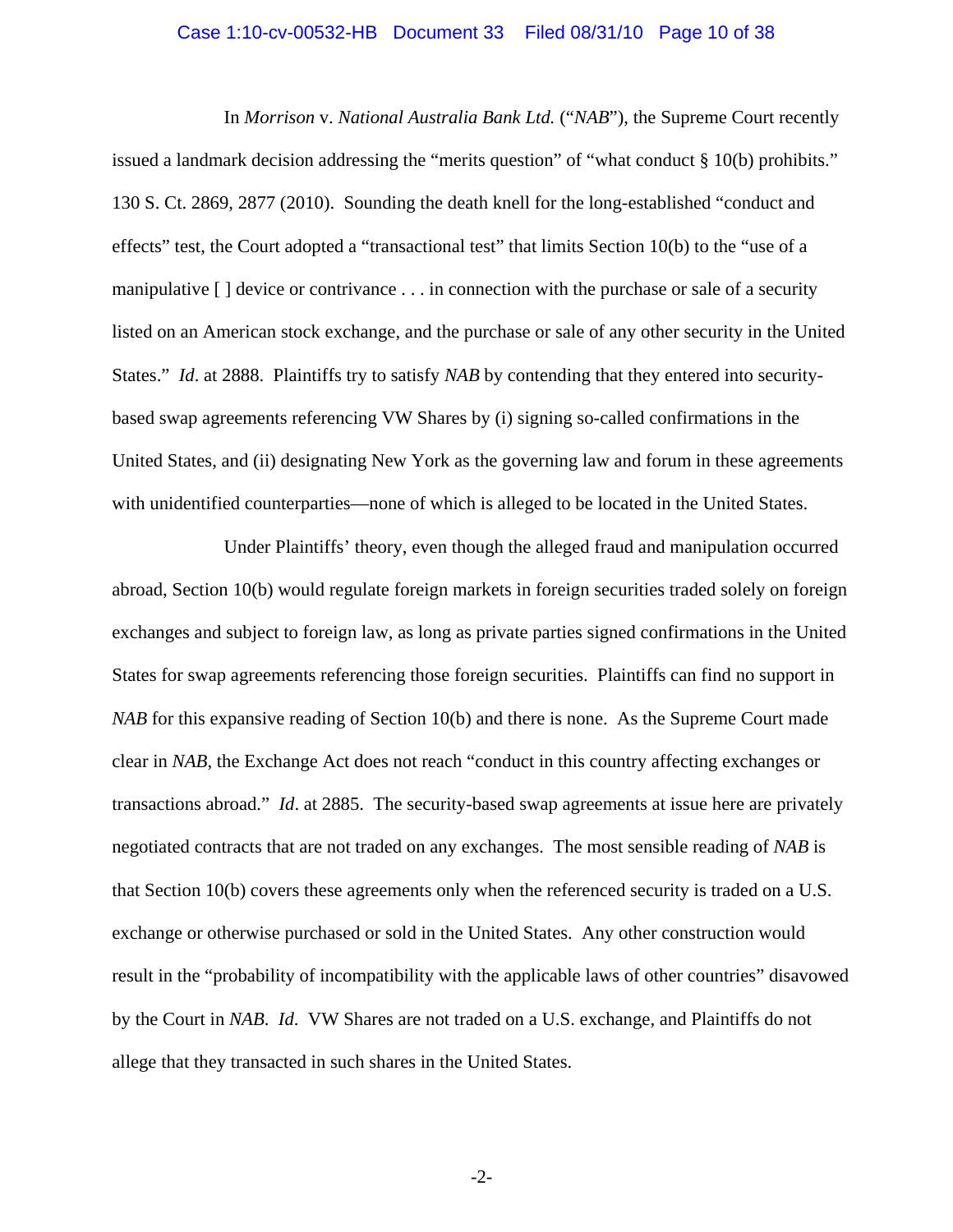In *Morrison* v. *National Australia Bank Ltd.* ("*NAB*"), the Supreme Court recently issued a landmark decision addressing the "merits question" of "what conduct § 10(b) prohibits." 130 S. Ct. 2869, 2877 (2010). Sounding the death knell for the long-established "conduct and effects" test, the Court adopted a "transactional test" that limits Section 10(b) to the "use of a manipulative [ ] device or contrivance . . . in connection with the purchase or sale of a security listed on an American stock exchange, and the purchase or sale of any other security in the United States." *Id*. at 2888. Plaintiffs try to satisfy *NAB* by contending that they entered into security-based swap agreements referencing VW Shares by (i) signing so-called confirmations in the United States, and (ii) designating New York as the governing law and forum in these agreements with unidentified counterparties—none of which is alleged to be located in the United States.

Under Plaintiffs' theory, even though the alleged fraud and manipulation occurred abroad, Section 10(b) would regulate foreign markets in foreign securities traded solely on foreign exchanges and subject to foreign law, as long as private parties signed confirmations in the United States for swap agreements referencing those foreign securities. Plaintiffs can find no support in *NAB* for this expansive reading of Section 10(b) and there is none. As the Supreme Court made clear in *NAB*, the Exchange Act does not reach "conduct in this country affecting exchanges or transactions abroad." *Id*. at 2885. The security-based swap agreements at issue here are privately negotiated contracts that are not traded on any exchanges. The most sensible reading of *NAB* is that Section 10(b) covers these agreements only when the referenced security is traded on a U.S. exchange or otherwise purchased or sold in the United States. Any other construction would result in the "probability of incompatibility with the applicable laws of other countries" disavowed by the Court in *NAB*. *Id*. VW Shares are not traded on a U.S. exchange, and Plaintiffs do not allege that they transacted in such shares in the United States.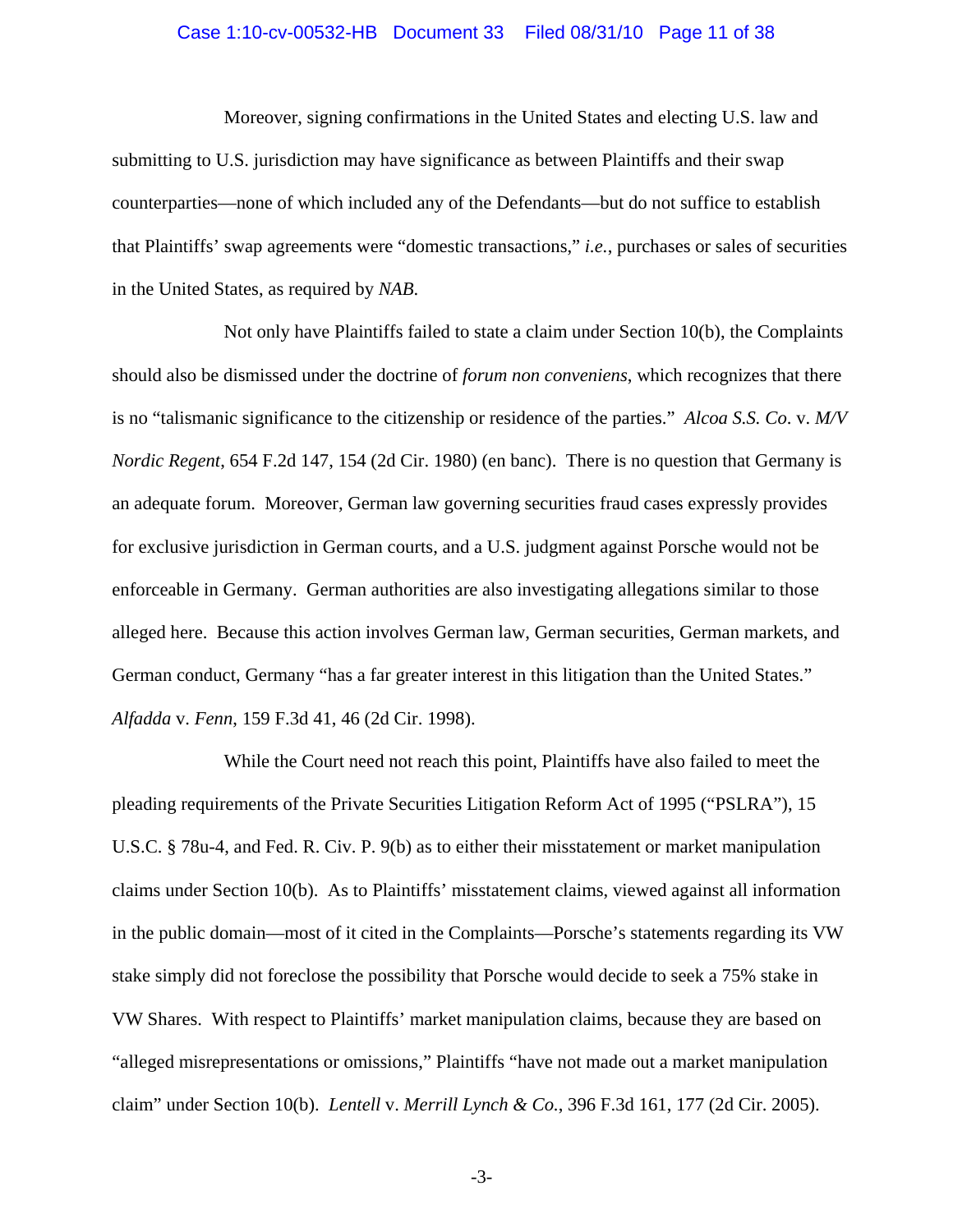Moreover, signing confirmations in the United States and electing U.S. law and submitting to U.S. jurisdiction may have significance as between Plaintiffs and their swap counterparties—none of which included any of the Defendants—but do not suffice to establish that Plaintiffs' swap agreements were "domestic transactions," *i.e.*, purchases or sales of securities in the United States, as required by *NAB*.

Not only have Plaintiffs failed to state a claim under Section 10(b), the Complaints should also be dismissed under the doctrine of *forum non conveniens*, which recognizes that there is no "talismanic significance to the citizenship or residence of the parties." *Alcoa S.S. Co*. v. *M/V Nordic Regent*, 654 F.2d 147, 154 (2d Cir. 1980) (en banc). There is no question that Germany is an adequate forum. Moreover, German law governing securities fraud cases expressly provides for exclusive jurisdiction in German courts, and a U.S. judgment against Porsche would not be enforceable in Germany. German authorities are also investigating allegations similar to those alleged here. Because this action involves German law, German securities, German markets, and German conduct, Germany "has a far greater interest in this litigation than the United States." *Alfadda* v. *Fenn*, 159 F.3d 41, 46 (2d Cir. 1998).

While the Court need not reach this point, Plaintiffs have also failed to meet the pleading requirements of the Private Securities Litigation Reform Act of 1995 ("PSLRA"), 15 U.S.C. § 78u-4, and Fed. R. Civ. P. 9(b) as to either their misstatement or market manipulation claims under Section 10(b). As to Plaintiffs' misstatement claims, viewed against all information in the public domain—most of it cited in the Complaints—Porsche's statements regarding its VW stake simply did not foreclose the possibility that Porsche would decide to seek a 75% stake in VW Shares. With respect to Plaintiffs' market manipulation claims, because they are based on "alleged misrepresentations or omissions," Plaintiffs "have not made out a market manipulation claim" under Section 10(b). *Lentell* v. *Merrill Lynch & Co.*, 396 F.3d 161, 177 (2d Cir. 2005).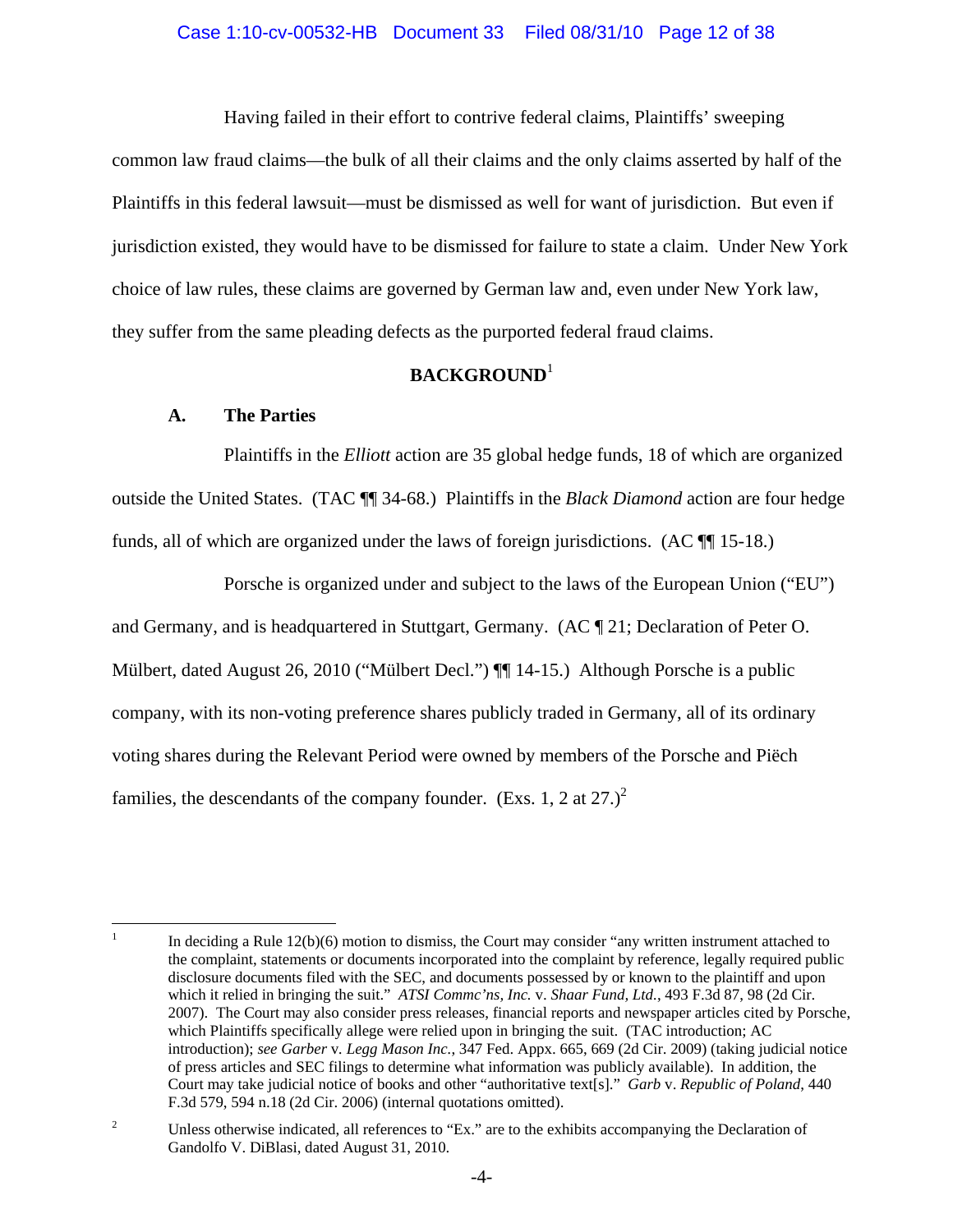Having failed in their effort to contrive federal claims, Plaintiffs' sweeping common law fraud claims—the bulk of all their claims and the only claims asserted by half of the Plaintiffs in this federal lawsuit—must be dismissed as well for want of jurisdiction. But even if jurisdiction existed, they would have to be dismissed for failure to state a claim. Under New York choice of law rules, these claims are governed by German law and, even under New York law, they suffer from the same pleading defects as the purported federal fraud claims.

## BACKGROUND[1]

### A. The Parties

Plaintiffs in the *Elliott* action are 35 global hedge funds, 18 of which are organized outside the United States. (TAC ¶¶ 34-68.) Plaintiffs in the *Black Diamond* action are four hedge funds, all of which are organized under the laws of foreign jurisdictions. (AC ¶¶ 15-18.)

Porsche is organized under and subject to the laws of the European Union ("EU") and Germany, and is headquartered in Stuttgart, Germany. (AC ¶ 21; Declaration of Peter O. Mülbert, dated August 26, 2010 ("Mülbert Decl.") ¶¶ 14-15.) Although Porsche is a public company, with its non-voting preference shares publicly traded in Germany, all of its ordinary voting shares during the Relevant Period were owned by members of the Porsche and Piëch families, the descendants of the company founder. (Exs. 1, 2 at 27.)[2]

---

[1] In deciding a Rule 12(b)(6) motion to dismiss, the Court may consider "any written instrument attached to the complaint, statements or documents incorporated into the complaint by reference, legally required public disclosure documents filed with the SEC, and documents possessed by or known to the plaintiff and upon which it relied in bringing the suit." *ATSI Commc'ns, Inc.* v. *Shaar Fund, Ltd.*, 493 F.3d 87, 98 (2d Cir. 2007). The Court may also consider press releases, financial reports and newspaper articles cited by Porsche, which Plaintiffs specifically allege were relied upon in bringing the suit. (TAC introduction; AC introduction); *see Garber* v. *Legg Mason Inc.*, 347 Fed. Appx. 665, 669 (2d Cir. 2009) (taking judicial notice of press articles and SEC filings to determine what information was publicly available). In addition, the Court may take judicial notice of books and other "authoritative text[s]." *Garb* v. *Republic of Poland*, 440 F.3d 579, 594 n.18 (2d Cir. 2006) (internal quotations omitted).

[2] Unless otherwise indicated, all references to "Ex." are to the exhibits accompanying the Declaration of Gandolfo V. DiBlasi, dated August 31, 2010.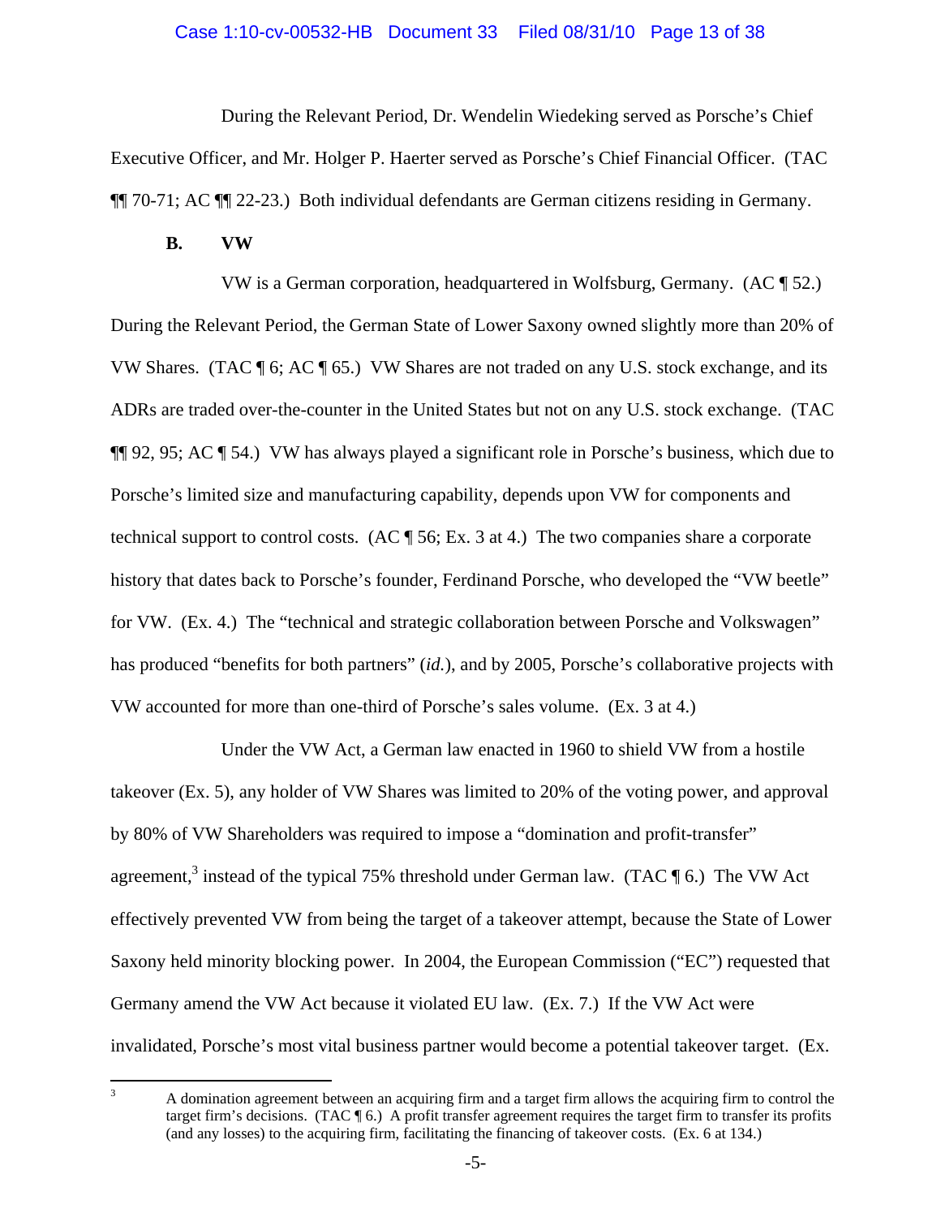During the Relevant Period, Dr. Wendelin Wiedeking served as Porsche's Chief Executive Officer, and Mr. Holger P. Haerter served as Porsche's Chief Financial Officer. (TAC ¶¶ 70-71; AC ¶¶ 22-23.) Both individual defendants are German citizens residing in Germany.

**B. VW**

VW is a German corporation, headquartered in Wolfsburg, Germany. (AC ¶ 52.) During the Relevant Period, the German State of Lower Saxony owned slightly more than 20% of VW Shares. (TAC ¶ 6; AC ¶ 65.) VW Shares are not traded on any U.S. stock exchange, and its ADRs are traded over-the-counter in the United States but not on any U.S. stock exchange. (TAC ¶¶ 92, 95; AC ¶ 54.) VW has always played a significant role in Porsche's business, which due to Porsche's limited size and manufacturing capability, depends upon VW for components and technical support to control costs. (AC ¶ 56; Ex. 3 at 4.) The two companies share a corporate history that dates back to Porsche's founder, Ferdinand Porsche, who developed the "VW beetle" for VW. (Ex. 4.) The "technical and strategic collaboration between Porsche and Volkswagen" has produced "benefits for both partners" (*id.*), and by 2005, Porsche's collaborative projects with VW accounted for more than one-third of Porsche's sales volume. (Ex. 3 at 4.)

Under the VW Act, a German law enacted in 1960 to shield VW from a hostile takeover (Ex. 5), any holder of VW Shares was limited to 20% of the voting power, and approval by 80% of VW Shareholders was required to impose a "domination and profit-transfer" agreement,[3] instead of the typical 75% threshold under German law. (TAC ¶ 6.) The VW Act effectively prevented VW from being the target of a takeover attempt, because the State of Lower Saxony held minority blocking power. In 2004, the European Commission ("EC") requested that Germany amend the VW Act because it violated EU law. (Ex. 7.) If the VW Act were invalidated, Porsche's most vital business partner would become a potential takeover target. (Ex.

---

[3] A domination agreement between an acquiring firm and a target firm allows the acquiring firm to control the target firm's decisions. (TAC ¶ 6.) A profit transfer agreement requires the target firm to transfer its profits (and any losses) to the acquiring firm, facilitating the financing of takeover costs. (Ex. 6 at 134.)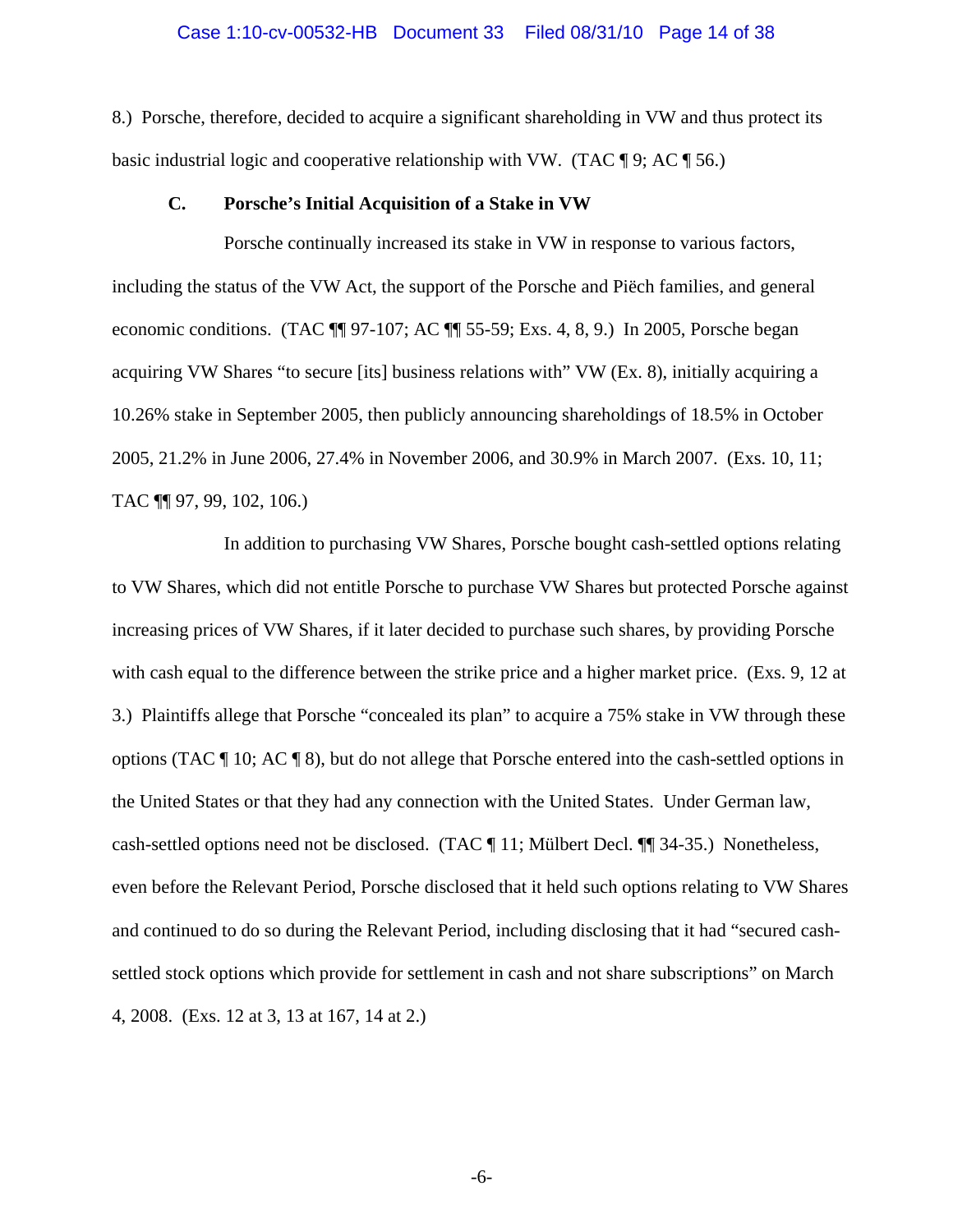8.) Porsche, therefore, decided to acquire a significant shareholding in VW and thus protect its basic industrial logic and cooperative relationship with VW. (TAC ¶ 9; AC ¶ 56.)

### C. Porsche's Initial Acquisition of a Stake in VW

Porsche continually increased its stake in VW in response to various factors, including the status of the VW Act, the support of the Porsche and Piëch families, and general economic conditions. (TAC ¶¶ 97-107; AC ¶¶ 55-59; Exs. 4, 8, 9.) In 2005, Porsche began acquiring VW Shares "to secure [its] business relations with" VW (Ex. 8), initially acquiring a 10.26% stake in September 2005, then publicly announcing shareholdings of 18.5% in October 2005, 21.2% in June 2006, 27.4% in November 2006, and 30.9% in March 2007. (Exs. 10, 11; TAC ¶¶ 97, 99, 102, 106.)

In addition to purchasing VW Shares, Porsche bought cash-settled options relating to VW Shares, which did not entitle Porsche to purchase VW Shares but protected Porsche against increasing prices of VW Shares, if it later decided to purchase such shares, by providing Porsche with cash equal to the difference between the strike price and a higher market price. (Exs. 9, 12 at 3.) Plaintiffs allege that Porsche "concealed its plan" to acquire a 75% stake in VW through these options (TAC ¶ 10; AC ¶ 8), but do not allege that Porsche entered into the cash-settled options in the United States or that they had any connection with the United States. Under German law, cash-settled options need not be disclosed. (TAC ¶ 11; Mülbert Decl. ¶¶ 34-35.) Nonetheless, even before the Relevant Period, Porsche disclosed that it held such options relating to VW Shares and continued to do so during the Relevant Period, including disclosing that it had "secured cash-settled stock options which provide for settlement in cash and not share subscriptions" on March 4, 2008. (Exs. 12 at 3, 13 at 167, 14 at 2.)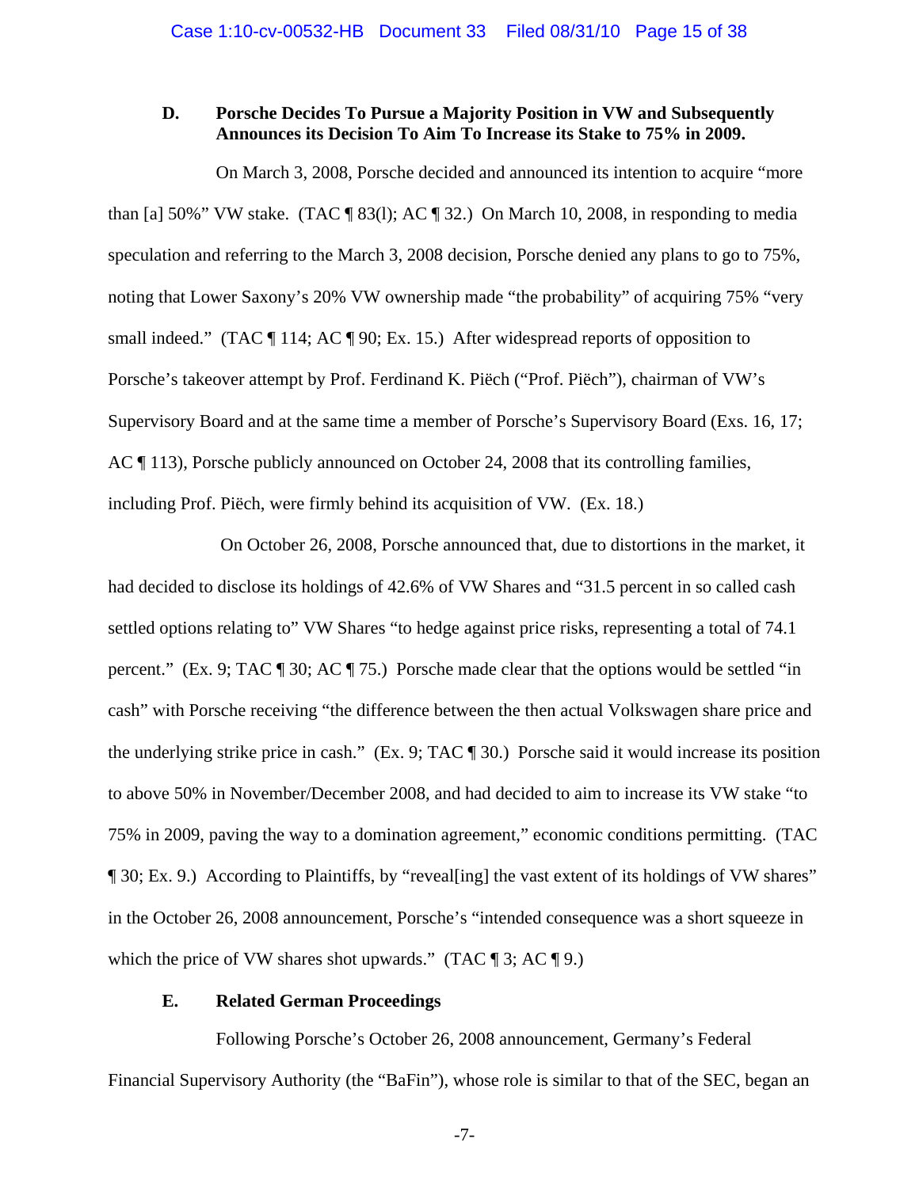### D. Porsche Decides To Pursue a Majority Position in VW and Subsequently Announces its Decision To Aim To Increase its Stake to 75% in 2009.

On March 3, 2008, Porsche decided and announced its intention to acquire "more than [a] 50%" VW stake. (TAC ¶ 83(l); AC ¶ 32.) On March 10, 2008, in responding to media speculation and referring to the March 3, 2008 decision, Porsche denied any plans to go to 75%, noting that Lower Saxony's 20% VW ownership made "the probability" of acquiring 75% "very small indeed." (TAC ¶ 114; AC ¶ 90; Ex. 15.) After widespread reports of opposition to Porsche's takeover attempt by Prof. Ferdinand K. Piëch ("Prof. Piëch"), chairman of VW's Supervisory Board and at the same time a member of Porsche's Supervisory Board (Exs. 16, 17; AC ¶ 113), Porsche publicly announced on October 24, 2008 that its controlling families, including Prof. Piëch, were firmly behind its acquisition of VW. (Ex. 18.)

On October 26, 2008, Porsche announced that, due to distortions in the market, it had decided to disclose its holdings of 42.6% of VW Shares and "31.5 percent in so called cash settled options relating to" VW Shares "to hedge against price risks, representing a total of 74.1 percent." (Ex. 9; TAC ¶ 30; AC ¶ 75.) Porsche made clear that the options would be settled "in cash" with Porsche receiving "the difference between the then actual Volkswagen share price and the underlying strike price in cash." (Ex. 9; TAC ¶ 30.) Porsche said it would increase its position to above 50% in November/December 2008, and had decided to aim to increase its VW stake "to 75% in 2009, paving the way to a domination agreement," economic conditions permitting. (TAC ¶ 30; Ex. 9.) According to Plaintiffs, by "reveal[ing] the vast extent of its holdings of VW shares" in the October 26, 2008 announcement, Porsche's "intended consequence was a short squeeze in which the price of VW shares shot upwards." (TAC ¶ 3; AC ¶ 9.)

### E. Related German Proceedings

Following Porsche's October 26, 2008 announcement, Germany's Federal Financial Supervisory Authority (the "BaFin"), whose role is similar to that of the SEC, began an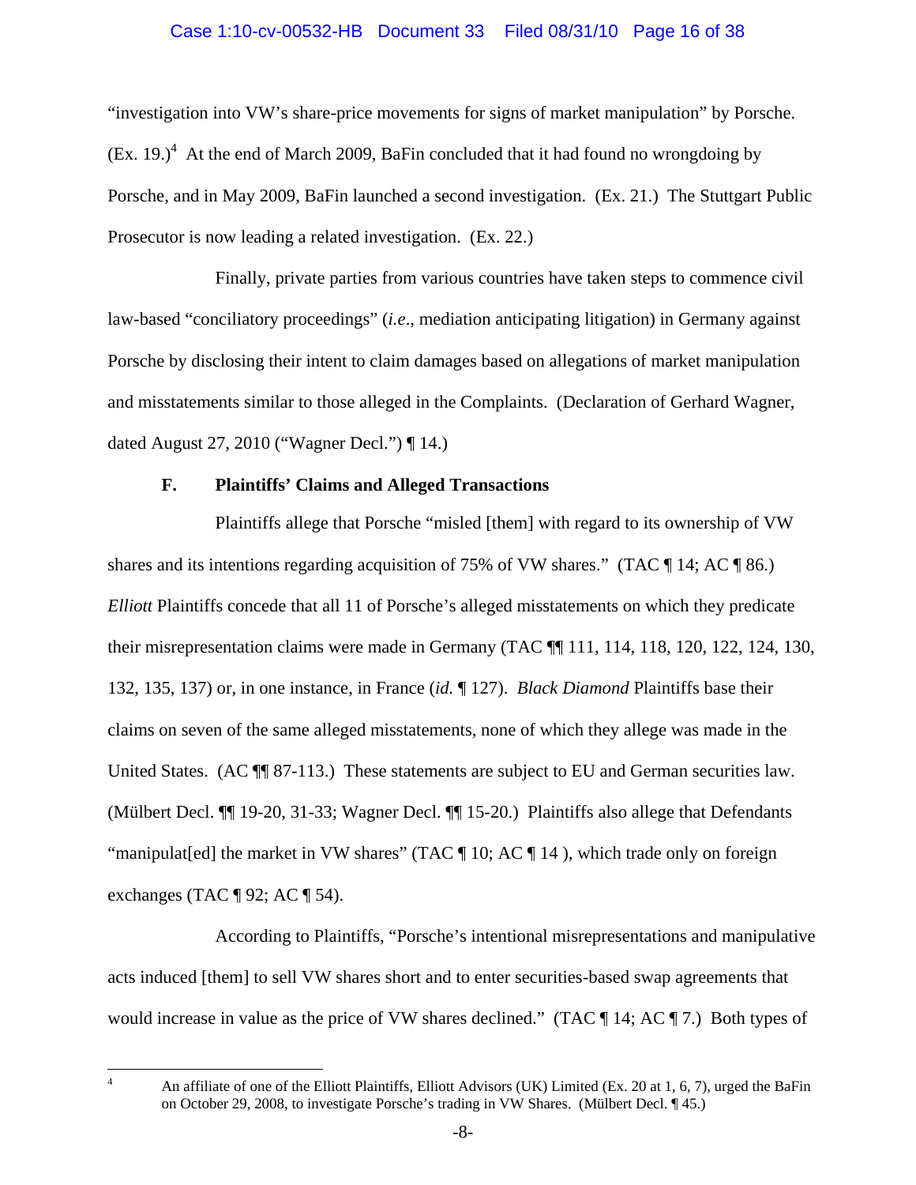"investigation into VW's share-price movements for signs of market manipulation" by Porsche. (Ex. 19.)[4] At the end of March 2009, BaFin concluded that it had found no wrongdoing by Porsche, and in May 2009, BaFin launched a second investigation. (Ex. 21.) The Stuttgart Public Prosecutor is now leading a related investigation. (Ex. 22.)

Finally, private parties from various countries have taken steps to commence civil law-based "conciliatory proceedings" (*i.e*., mediation anticipating litigation) in Germany against Porsche by disclosing their intent to claim damages based on allegations of market manipulation and misstatements similar to those alleged in the Complaints. (Declaration of Gerhard Wagner, dated August 27, 2010 ("Wagner Decl.") ¶ 14.)

### F. Plaintiffs' Claims and Alleged Transactions

Plaintiffs allege that Porsche "misled [them] with regard to its ownership of VW shares and its intentions regarding acquisition of 75% of VW shares." (TAC ¶ 14; AC ¶ 86.) *Elliott* Plaintiffs concede that all 11 of Porsche's alleged misstatements on which they predicate their misrepresentation claims were made in Germany (TAC ¶¶ 111, 114, 118, 120, 122, 124, 130, 132, 135, 137) or, in one instance, in France (*id.* ¶ 127). *Black Diamond* Plaintiffs base their claims on seven of the same alleged misstatements, none of which they allege was made in the United States. (AC ¶¶ 87-113.) These statements are subject to EU and German securities law. (Mülbert Decl. ¶¶ 19-20, 31-33; Wagner Decl. ¶¶ 15-20.) Plaintiffs also allege that Defendants "manipulat[ed] the market in VW shares" (TAC ¶ 10; AC ¶ 14 ), which trade only on foreign exchanges (TAC ¶ 92; AC ¶ 54).

According to Plaintiffs, "Porsche's intentional misrepresentations and manipulative acts induced [them] to sell VW shares short and to enter securities-based swap agreements that would increase in value as the price of VW shares declined." (TAC ¶ 14; AC ¶ 7.) Both types of

---

[4] An affiliate of one of the Elliott Plaintiffs, Elliott Advisors (UK) Limited (Ex. 20 at 1, 6, 7), urged the BaFin on October 29, 2008, to investigate Porsche's trading in VW Shares. (Mülbert Decl. ¶ 45.)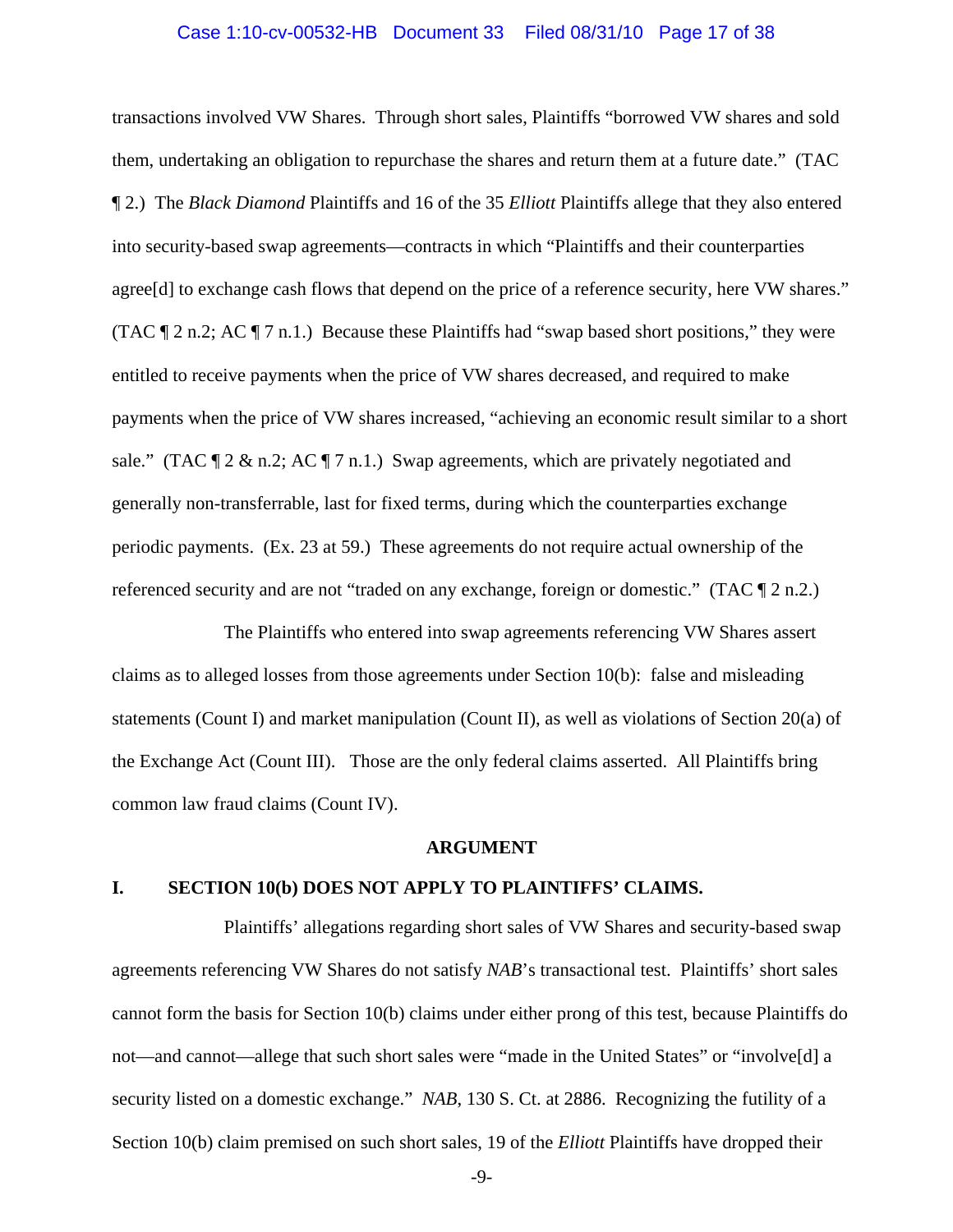transactions involved VW Shares. Through short sales, Plaintiffs "borrowed VW shares and sold them, undertaking an obligation to repurchase the shares and return them at a future date." (TAC ¶ 2.) The *Black Diamond* Plaintiffs and 16 of the 35 *Elliott* Plaintiffs allege that they also entered into security-based swap agreements—contracts in which "Plaintiffs and their counterparties agree[d] to exchange cash flows that depend on the price of a reference security, here VW shares." (TAC ¶ 2 n.2; AC ¶ 7 n.1.) Because these Plaintiffs had "swap based short positions," they were entitled to receive payments when the price of VW shares decreased, and required to make payments when the price of VW shares increased, "achieving an economic result similar to a short sale." (TAC ¶ 2 & n.2; AC ¶ 7 n.1.) Swap agreements, which are privately negotiated and generally non-transferrable, last for fixed terms, during which the counterparties exchange periodic payments. (Ex. 23 at 59.) These agreements do not require actual ownership of the referenced security and are not "traded on any exchange, foreign or domestic." (TAC ¶ 2 n.2.)

The Plaintiffs who entered into swap agreements referencing VW Shares assert claims as to alleged losses from those agreements under Section 10(b): false and misleading statements (Count I) and market manipulation (Count II), as well as violations of Section 20(a) of the Exchange Act (Count III). Those are the only federal claims asserted. All Plaintiffs bring common law fraud claims (Count IV).

## ARGUMENT

### I. SECTION 10(b) DOES NOT APPLY TO PLAINTIFFS' CLAIMS.

Plaintiffs' allegations regarding short sales of VW Shares and security-based swap agreements referencing VW Shares do not satisfy *NAB*'s transactional test. Plaintiffs' short sales cannot form the basis for Section 10(b) claims under either prong of this test, because Plaintiffs do not—and cannot—allege that such short sales were "made in the United States" or "involve[d] a security listed on a domestic exchange." *NAB*, 130 S. Ct. at 2886. Recognizing the futility of a Section 10(b) claim premised on such short sales, 19 of the *Elliott* Plaintiffs have dropped their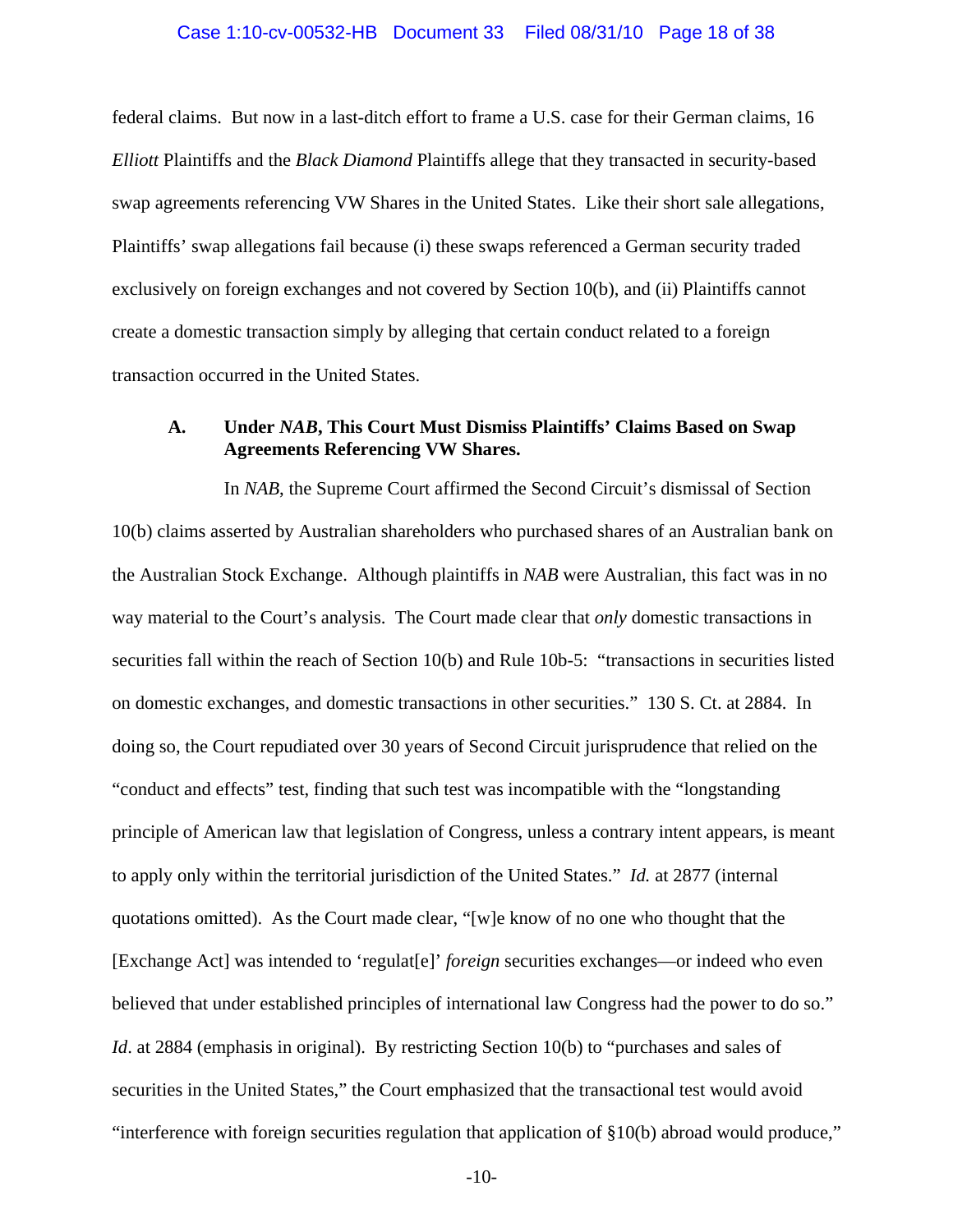federal claims. But now in a last-ditch effort to frame a U.S. case for their German claims, 16 *Elliott* Plaintiffs and the *Black Diamond* Plaintiffs allege that they transacted in security-based swap agreements referencing VW Shares in the United States. Like their short sale allegations, Plaintiffs' swap allegations fail because (i) these swaps referenced a German security traded exclusively on foreign exchanges and not covered by Section 10(b), and (ii) Plaintiffs cannot create a domestic transaction simply by alleging that certain conduct related to a foreign transaction occurred in the United States.

### A. Under *NAB*, This Court Must Dismiss Plaintiffs' Claims Based on Swap Agreements Referencing VW Shares.

In *NAB*, the Supreme Court affirmed the Second Circuit's dismissal of Section 10(b) claims asserted by Australian shareholders who purchased shares of an Australian bank on the Australian Stock Exchange. Although plaintiffs in *NAB* were Australian, this fact was in no way material to the Court's analysis. The Court made clear that *only* domestic transactions in securities fall within the reach of Section 10(b) and Rule 10b-5: "transactions in securities listed on domestic exchanges, and domestic transactions in other securities." 130 S. Ct. at 2884. In doing so, the Court repudiated over 30 years of Second Circuit jurisprudence that relied on the "conduct and effects" test, finding that such test was incompatible with the "longstanding principle of American law that legislation of Congress, unless a contrary intent appears, is meant to apply only within the territorial jurisdiction of the United States." *Id.* at 2877 (internal quotations omitted). As the Court made clear, "[w]e know of no one who thought that the [Exchange Act] was intended to 'regulat[e]' *foreign* securities exchanges—or indeed who even believed that under established principles of international law Congress had the power to do so." *Id*. at 2884 (emphasis in original). By restricting Section 10(b) to "purchases and sales of securities in the United States," the Court emphasized that the transactional test would avoid "interference with foreign securities regulation that application of §10(b) abroad would produce,"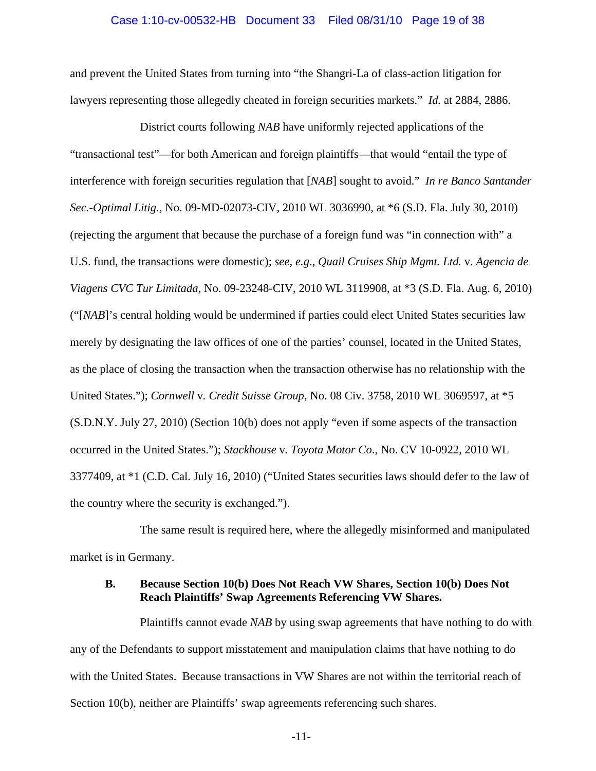and prevent the United States from turning into "the Shangri-La of class-action litigation for lawyers representing those allegedly cheated in foreign securities markets." *Id.* at 2884, 2886.

District courts following *NAB* have uniformly rejected applications of the "transactional test"—for both American and foreign plaintiffs—that would "entail the type of interference with foreign securities regulation that [*NAB*] sought to avoid." *In re Banco Santander Sec.-Optimal Litig.*, No. 09-MD-02073-CIV, 2010 WL 3036990, at *6 (S.D. Fla. July 30, 2010) (rejecting the argument that because the purchase of a foreign fund was "in connection with" a U.S. fund, the transactions were domestic); *see, e.g.*, *Quail Cruises Ship Mgmt. Ltd.* v. *Agencia de Viagens CVC Tur Limitada*, No. 09-23248-CIV, 2010 WL 3119908, at *3 (S.D. Fla. Aug. 6, 2010) ("[*NAB*]'s central holding would be undermined if parties could elect United States securities law merely by designating the law offices of one of the parties' counsel, located in the United States, as the place of closing the transaction when the transaction otherwise has no relationship with the United States."); *Cornwell* v. *Credit Suisse Group*, No. 08 Civ. 3758, 2010 WL 3069597, at *5 (S.D.N.Y. July 27, 2010) (Section 10(b) does not apply "even if some aspects of the transaction occurred in the United States."); *Stackhouse* v. *Toyota Motor Co.*, No. CV 10-0922, 2010 WL 3377409, at *1 (C.D. Cal. July 16, 2010) ("United States securities laws should defer to the law of the country where the security is exchanged.").

The same result is required here, where the allegedly misinformed and manipulated market is in Germany.

**B. Because Section 10(b) Does Not Reach VW Shares, Section 10(b) Does Not Reach Plaintiffs' Swap Agreements Referencing VW Shares.**

Plaintiffs cannot evade *NAB* by using swap agreements that have nothing to do with any of the Defendants to support misstatement and manipulation claims that have nothing to do with the United States. Because transactions in VW Shares are not within the territorial reach of Section 10(b), neither are Plaintiffs' swap agreements referencing such shares.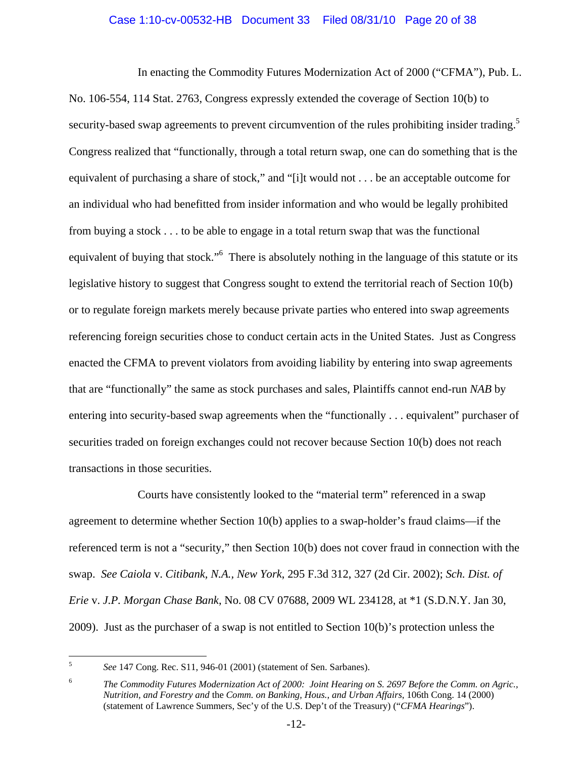In enacting the Commodity Futures Modernization Act of 2000 ("CFMA"), Pub. L. No. 106-554, 114 Stat. 2763, Congress expressly extended the coverage of Section 10(b) to security-based swap agreements to prevent circumvention of the rules prohibiting insider trading.[5] Congress realized that "functionally, through a total return swap, one can do something that is the equivalent of purchasing a share of stock," and "[i]t would not . . . be an acceptable outcome for an individual who had benefitted from insider information and who would be legally prohibited from buying a stock . . . to be able to engage in a total return swap that was the functional equivalent of buying that stock."[6] There is absolutely nothing in the language of this statute or its legislative history to suggest that Congress sought to extend the territorial reach of Section 10(b) or to regulate foreign markets merely because private parties who entered into swap agreements referencing foreign securities chose to conduct certain acts in the United States. Just as Congress enacted the CFMA to prevent violators from avoiding liability by entering into swap agreements that are "functionally" the same as stock purchases and sales, Plaintiffs cannot end-run *NAB* by entering into security-based swap agreements when the "functionally . . . equivalent" purchaser of securities traded on foreign exchanges could not recover because Section 10(b) does not reach transactions in those securities.

Courts have consistently looked to the "material term" referenced in a swap agreement to determine whether Section 10(b) applies to a swap-holder's fraud claims—if the referenced term is not a "security," then Section 10(b) does not cover fraud in connection with the swap. *See Caiola* v. *Citibank, N.A., New York*, 295 F.3d 312, 327 (2d Cir. 2002); *Sch. Dist. of Erie* v. *J.P. Morgan Chase Bank*, No. 08 CV 07688, 2009 WL 234128, at *1 (S.D.N.Y. Jan 30, 2009). Just as the purchaser of a swap is not entitled to Section 10(b)'s protection unless the

---

[5] *See* 147 Cong. Rec. S11, 946-01 (2001) (statement of Sen. Sarbanes).

[6] *The Commodity Futures Modernization Act of 2000: Joint Hearing on S. 2697 Before the Comm. on Agric., Nutrition, and Forestry and* the *Comm. on Banking, Hous., and Urban Affairs*, 106th Cong. 14 (2000) (statement of Lawrence Summers, Sec'y of the U.S. Dep't of the Treasury) ("*CFMA Hearings*").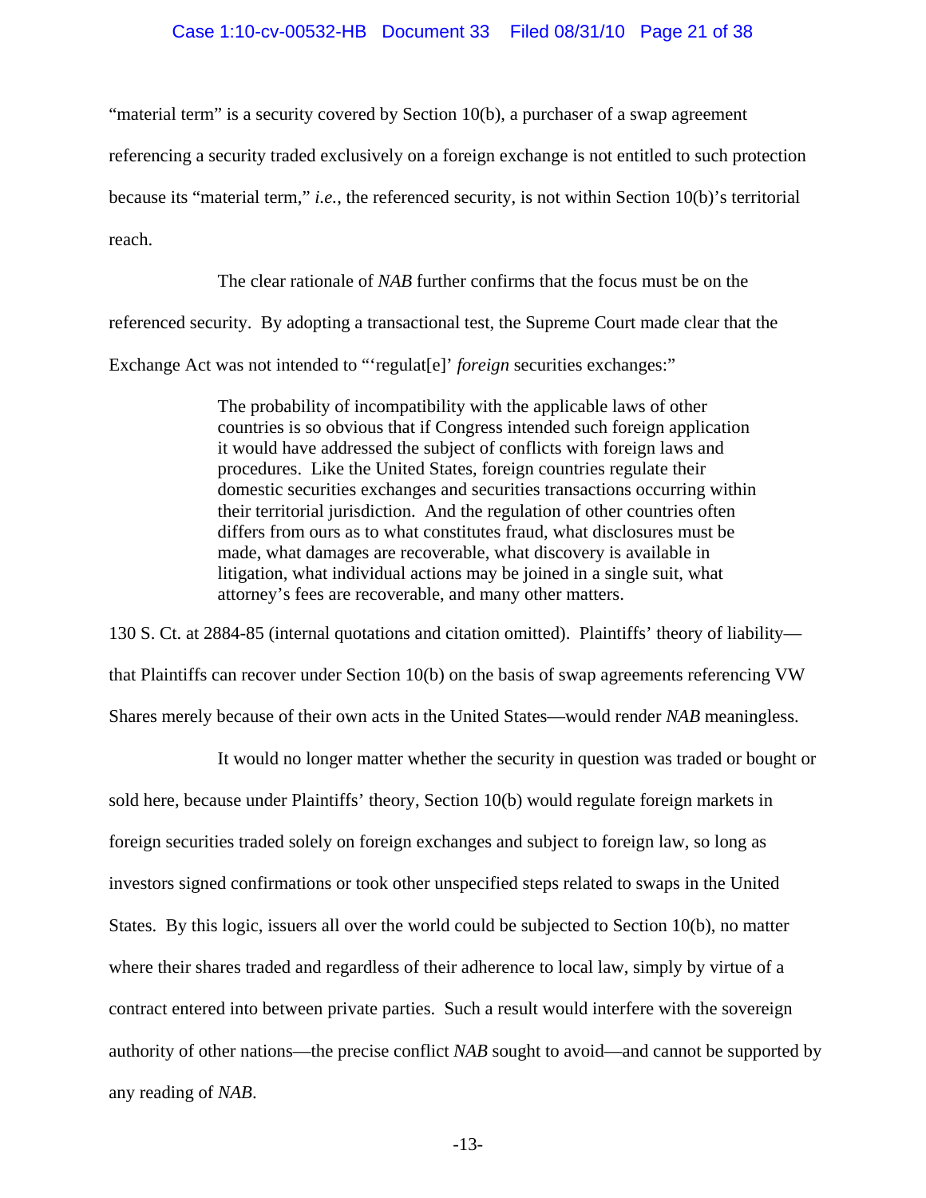"material term" is a security covered by Section 10(b), a purchaser of a swap agreement referencing a security traded exclusively on a foreign exchange is not entitled to such protection because its "material term," *i.e.*, the referenced security, is not within Section 10(b)'s territorial reach.

The clear rationale of *NAB* further confirms that the focus must be on the referenced security. By adopting a transactional test, the Supreme Court made clear that the Exchange Act was not intended to "'regulat[e]' *foreign* securities exchanges:"

> The probability of incompatibility with the applicable laws of other countries is so obvious that if Congress intended such foreign application it would have addressed the subject of conflicts with foreign laws and procedures. Like the United States, foreign countries regulate their domestic securities exchanges and securities transactions occurring within their territorial jurisdiction. And the regulation of other countries often differs from ours as to what constitutes fraud, what disclosures must be made, what damages are recoverable, what discovery is available in litigation, what individual actions may be joined in a single suit, what attorney's fees are recoverable, and many other matters.

130 S. Ct. at 2884-85 (internal quotations and citation omitted). Plaintiffs' theory of liability—that Plaintiffs can recover under Section 10(b) on the basis of swap agreements referencing VW Shares merely because of their own acts in the United States—would render *NAB* meaningless.

It would no longer matter whether the security in question was traded or bought or sold here, because under Plaintiffs' theory, Section 10(b) would regulate foreign markets in foreign securities traded solely on foreign exchanges and subject to foreign law, so long as investors signed confirmations or took other unspecified steps related to swaps in the United States. By this logic, issuers all over the world could be subjected to Section 10(b), no matter where their shares traded and regardless of their adherence to local law, simply by virtue of a contract entered into between private parties. Such a result would interfere with the sovereign authority of other nations—the precise conflict *NAB* sought to avoid—and cannot be supported by any reading of *NAB*.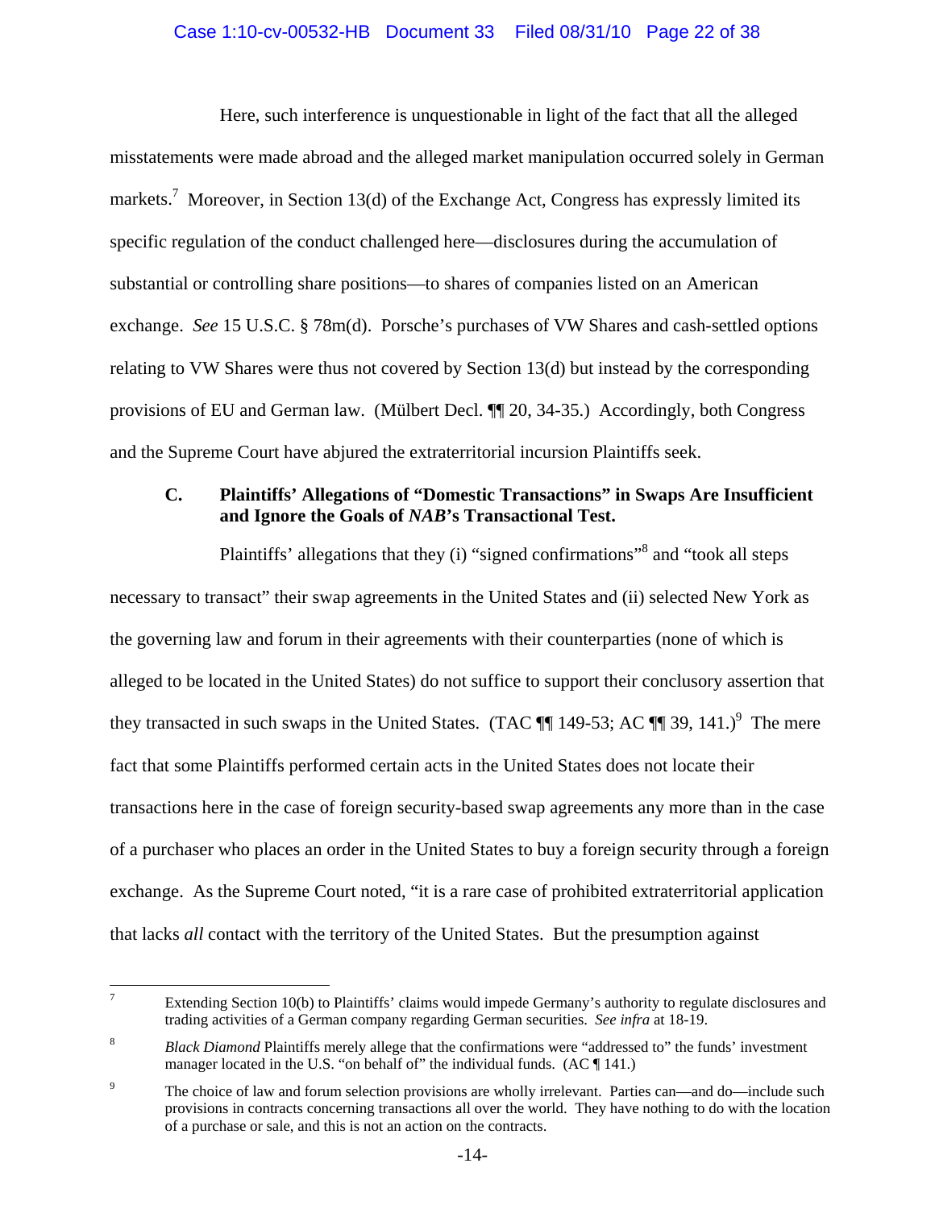Here, such interference is unquestionable in light of the fact that all the alleged misstatements were made abroad and the alleged market manipulation occurred solely in German markets.[7] Moreover, in Section 13(d) of the Exchange Act, Congress has expressly limited its specific regulation of the conduct challenged here—disclosures during the accumulation of substantial or controlling share positions—to shares of companies listed on an American exchange. *See* 15 U.S.C. § 78m(d). Porsche's purchases of VW Shares and cash-settled options relating to VW Shares were thus not covered by Section 13(d) but instead by the corresponding provisions of EU and German law. (Mülbert Decl. ¶¶ 20, 34-35.) Accordingly, both Congress and the Supreme Court have abjured the extraterritorial incursion Plaintiffs seek.

### C. Plaintiffs' Allegations of "Domestic Transactions" in Swaps Are Insufficient and Ignore the Goals of *NAB*'s Transactional Test.

Plaintiffs' allegations that they (i) "signed confirmations"[8] and "took all steps necessary to transact" their swap agreements in the United States and (ii) selected New York as the governing law and forum in their agreements with their counterparties (none of which is alleged to be located in the United States) do not suffice to support their conclusory assertion that they transacted in such swaps in the United States. (TAC ¶¶ 149-53; AC ¶¶ 39, 141.)[9] The mere fact that some Plaintiffs performed certain acts in the United States does not locate their transactions here in the case of foreign security-based swap agreements any more than in the case of a purchaser who places an order in the United States to buy a foreign security through a foreign exchange. As the Supreme Court noted, "it is a rare case of prohibited extraterritorial application that lacks *all* contact with the territory of the United States. But the presumption against

---

[7] Extending Section 10(b) to Plaintiffs' claims would impede Germany's authority to regulate disclosures and trading activities of a German company regarding German securities. *See infra* at 18-19.

[8] *Black Diamond* Plaintiffs merely allege that the confirmations were "addressed to" the funds' investment manager located in the U.S. "on behalf of" the individual funds. (AC ¶ 141.)

[9] The choice of law and forum selection provisions are wholly irrelevant. Parties can—and do—include such provisions in contracts concerning transactions all over the world. They have nothing to do with the location of a purchase or sale, and this is not an action on the contracts.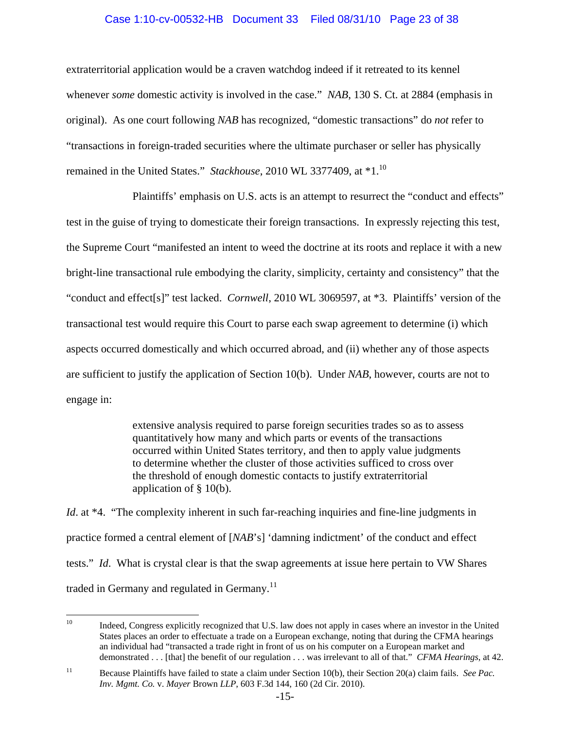extraterritorial application would be a craven watchdog indeed if it retreated to its kennel whenever *some* domestic activity is involved in the case." *NAB*, 130 S. Ct. at 2884 (emphasis in original). As one court following *NAB* has recognized, "domestic transactions" do *not* refer to "transactions in foreign-traded securities where the ultimate purchaser or seller has physically remained in the United States." *Stackhouse*, 2010 WL 3377409, at *1.[10]

Plaintiffs' emphasis on U.S. acts is an attempt to resurrect the "conduct and effects" test in the guise of trying to domesticate their foreign transactions. In expressly rejecting this test, the Supreme Court "manifested an intent to weed the doctrine at its roots and replace it with a new bright-line transactional rule embodying the clarity, simplicity, certainty and consistency" that the "conduct and effect[s]" test lacked. *Cornwell*, 2010 WL 3069597, at *3. Plaintiffs' version of the transactional test would require this Court to parse each swap agreement to determine (i) which aspects occurred domestically and which occurred abroad, and (ii) whether any of those aspects are sufficient to justify the application of Section 10(b). Under *NAB*, however, courts are not to engage in:

> extensive analysis required to parse foreign securities trades so as to assess quantitatively how many and which parts or events of the transactions occurred within United States territory, and then to apply value judgments to determine whether the cluster of those activities sufficed to cross over the threshold of enough domestic contacts to justify extraterritorial application of § 10(b).

*Id*. at *4. "The complexity inherent in such far-reaching inquiries and fine-line judgments in practice formed a central element of [*NAB*'s] 'damning indictment' of the conduct and effect tests." *Id*. What is crystal clear is that the swap agreements at issue here pertain to VW Shares traded in Germany and regulated in Germany.[11]

---

[10] Indeed, Congress explicitly recognized that U.S. law does not apply in cases where an investor in the United States places an order to effectuate a trade on a European exchange, noting that during the CFMA hearings an individual had "transacted a trade right in front of us on his computer on a European market and demonstrated . . . [that] the benefit of our regulation . . . was irrelevant to all of that." *CFMA Hearings*, at 42.

[11] Because Plaintiffs have failed to state a claim under Section 10(b), their Section 20(a) claim fails. *See Pac. Inv. Mgmt. Co.* v. *Mayer* Brown *LLP*, 603 F.3d 144, 160 (2d Cir. 2010).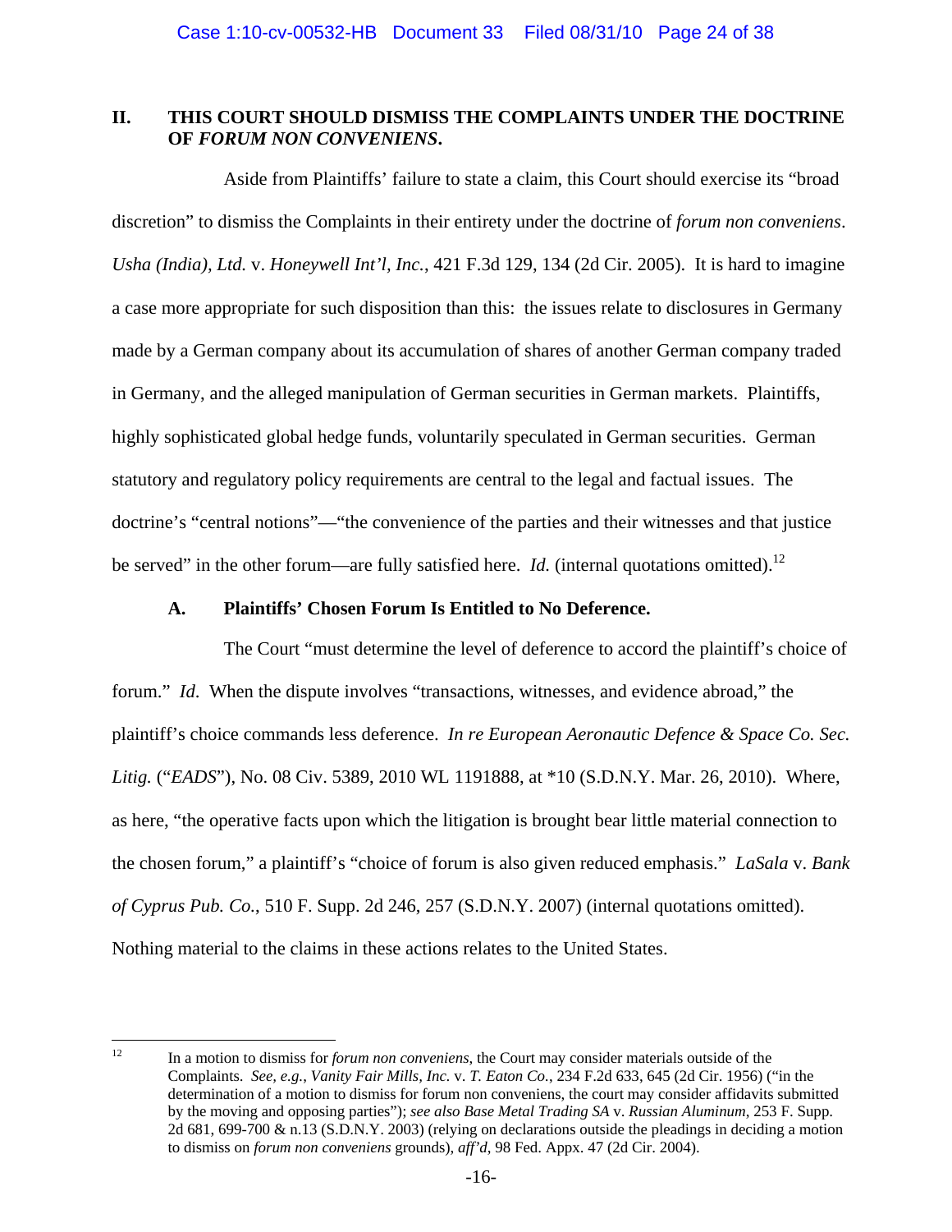## II. THIS COURT SHOULD DISMISS THE COMPLAINTS UNDER THE DOCTRINE OF *FORUM NON CONVENIENS*.

Aside from Plaintiffs' failure to state a claim, this Court should exercise its "broad discretion" to dismiss the Complaints in their entirety under the doctrine of *forum non conveniens*. *Usha (India), Ltd.* v. *Honeywell Int'l, Inc.*, 421 F.3d 129, 134 (2d Cir. 2005). It is hard to imagine a case more appropriate for such disposition than this: the issues relate to disclosures in Germany made by a German company about its accumulation of shares of another German company traded in Germany, and the alleged manipulation of German securities in German markets. Plaintiffs, highly sophisticated global hedge funds, voluntarily speculated in German securities. German statutory and regulatory policy requirements are central to the legal and factual issues. The doctrine's "central notions"—"the convenience of the parties and their witnesses and that justice be served" in the other forum—are fully satisfied here. *Id.* (internal quotations omitted).[12]

### A. Plaintiffs' Chosen Forum Is Entitled to No Deference.

The Court "must determine the level of deference to accord the plaintiff's choice of forum." *Id*. When the dispute involves "transactions, witnesses, and evidence abroad," the plaintiff's choice commands less deference. *In re European Aeronautic Defence & Space Co. Sec. Litig.* ("*EADS*"), No. 08 Civ. 5389, 2010 WL 1191888, at *10 (S.D.N.Y. Mar. 26, 2010). Where, as here, "the operative facts upon which the litigation is brought bear little material connection to the chosen forum," a plaintiff's "choice of forum is also given reduced emphasis." *LaSala* v. *Bank of Cyprus Pub. Co.*, 510 F. Supp. 2d 246, 257 (S.D.N.Y. 2007) (internal quotations omitted). Nothing material to the claims in these actions relates to the United States.

---

[12] In a motion to dismiss for *forum non conveniens*, the Court may consider materials outside of the Complaints. *See, e.g.*, *Vanity Fair Mills, Inc.* v. *T. Eaton Co.*, 234 F.2d 633, 645 (2d Cir. 1956) ("in the determination of a motion to dismiss for forum non conveniens, the court may consider affidavits submitted by the moving and opposing parties"); *see also Base Metal Trading SA* v. *Russian Aluminum*, 253 F. Supp. 2d 681, 699-700 & n.13 (S.D.N.Y. 2003) (relying on declarations outside the pleadings in deciding a motion to dismiss on *forum non conveniens* grounds), *aff'd*, 98 Fed. Appx. 47 (2d Cir. 2004).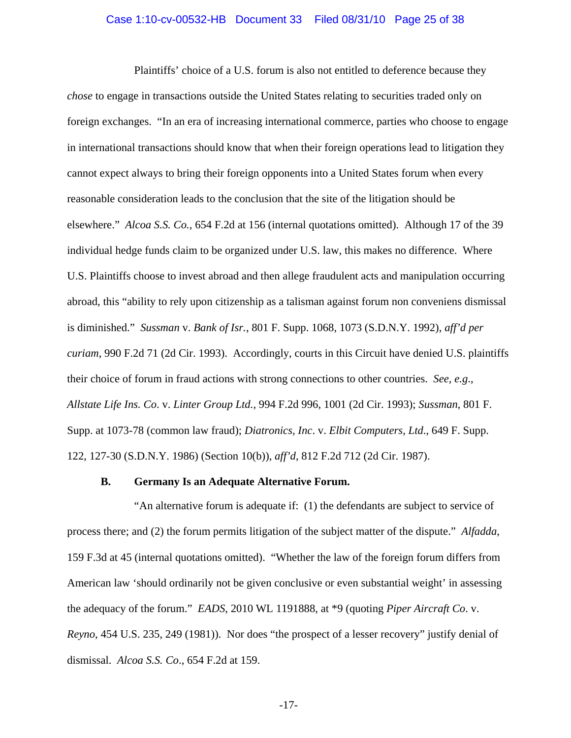Plaintiffs' choice of a U.S. forum is also not entitled to deference because they *chose* to engage in transactions outside the United States relating to securities traded only on foreign exchanges. "In an era of increasing international commerce, parties who choose to engage in international transactions should know that when their foreign operations lead to litigation they cannot expect always to bring their foreign opponents into a United States forum when every reasonable consideration leads to the conclusion that the site of the litigation should be elsewhere." *Alcoa S.S. Co.*, 654 F.2d at 156 (internal quotations omitted). Although 17 of the 39 individual hedge funds claim to be organized under U.S. law, this makes no difference. Where U.S. Plaintiffs choose to invest abroad and then allege fraudulent acts and manipulation occurring abroad, this "ability to rely upon citizenship as a talisman against forum non conveniens dismissal is diminished." *Sussman* v. *Bank of Isr.*, 801 F. Supp. 1068, 1073 (S.D.N.Y. 1992), *aff'd per curiam*, 990 F.2d 71 (2d Cir. 1993). Accordingly, courts in this Circuit have denied U.S. plaintiffs their choice of forum in fraud actions with strong connections to other countries. *See, e.g.*, *Allstate Life Ins. Co*. v. *Linter Group Ltd.*, 994 F.2d 996, 1001 (2d Cir. 1993); *Sussman*, 801 F. Supp. at 1073-78 (common law fraud); *Diatronics, Inc*. v. *Elbit Computers, Ltd*., 649 F. Supp. 122, 127-30 (S.D.N.Y. 1986) (Section 10(b)), *aff'd*, 812 F.2d 712 (2d Cir. 1987).

### B. Germany Is an Adequate Alternative Forum.

"An alternative forum is adequate if: (1) the defendants are subject to service of process there; and (2) the forum permits litigation of the subject matter of the dispute." *Alfadda*, 159 F.3d at 45 (internal quotations omitted). "Whether the law of the foreign forum differs from American law 'should ordinarily not be given conclusive or even substantial weight' in assessing the adequacy of the forum." *EADS*, 2010 WL 1191888, at *9 (quoting *Piper Aircraft Co*. v. *Reyno*, 454 U.S. 235, 249 (1981)). Nor does "the prospect of a lesser recovery" justify denial of dismissal. *Alcoa S.S. Co*., 654 F.2d at 159.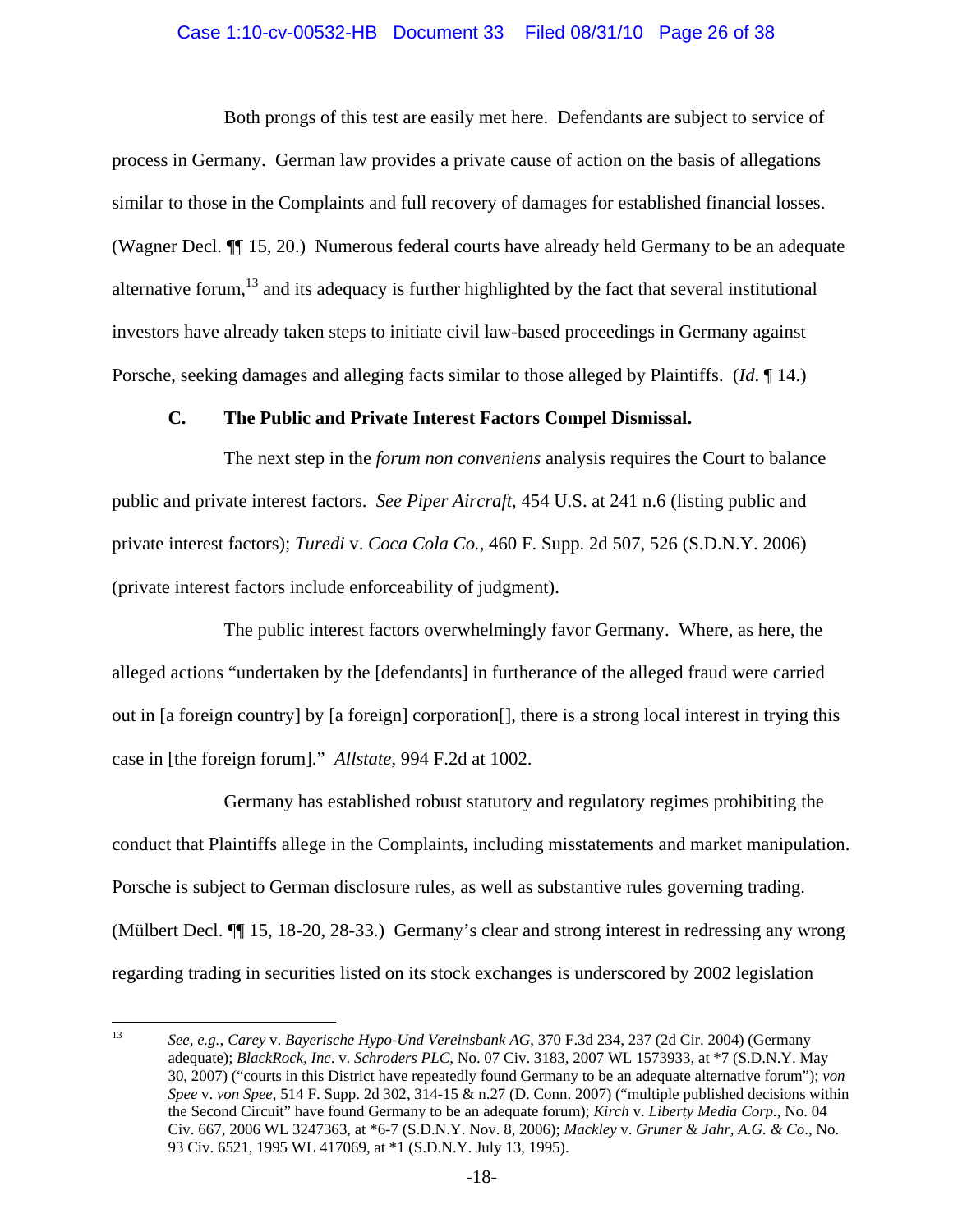Both prongs of this test are easily met here. Defendants are subject to service of process in Germany. German law provides a private cause of action on the basis of allegations similar to those in the Complaints and full recovery of damages for established financial losses. (Wagner Decl. ¶¶ 15, 20.) Numerous federal courts have already held Germany to be an adequate alternative forum,[13] and its adequacy is further highlighted by the fact that several institutional investors have already taken steps to initiate civil law-based proceedings in Germany against Porsche, seeking damages and alleging facts similar to those alleged by Plaintiffs. (*Id*. ¶ 14.)

### C. The Public and Private Interest Factors Compel Dismissal.

The next step in the *forum non conveniens* analysis requires the Court to balance public and private interest factors. *See Piper Aircraft*, 454 U.S. at 241 n.6 (listing public and private interest factors); *Turedi* v. *Coca Cola Co.*, 460 F. Supp. 2d 507, 526 (S.D.N.Y. 2006) (private interest factors include enforceability of judgment).

The public interest factors overwhelmingly favor Germany. Where, as here, the alleged actions "undertaken by the [defendants] in furtherance of the alleged fraud were carried out in [a foreign country] by [a foreign] corporation[], there is a strong local interest in trying this case in [the foreign forum]." *Allstate*, 994 F.2d at 1002.

Germany has established robust statutory and regulatory regimes prohibiting the conduct that Plaintiffs allege in the Complaints, including misstatements and market manipulation. Porsche is subject to German disclosure rules, as well as substantive rules governing trading. (Mülbert Decl. ¶¶ 15, 18-20, 28-33.) Germany's clear and strong interest in redressing any wrong regarding trading in securities listed on its stock exchanges is underscored by 2002 legislation

---

[13] *See, e.g.*, *Carey* v. *Bayerische Hypo-Und Vereinsbank AG*, 370 F.3d 234, 237 (2d Cir. 2004) (Germany adequate); *BlackRock, Inc*. v. *Schroders PLC*, No. 07 Civ. 3183, 2007 WL 1573933, at *7 (S.D.N.Y. May 30, 2007) ("courts in this District have repeatedly found Germany to be an adequate alternative forum"); *von Spee* v. *von Spee*, 514 F. Supp. 2d 302, 314-15 & n.27 (D. Conn. 2007) ("multiple published decisions within the Second Circuit" have found Germany to be an adequate forum); *Kirch* v. *Liberty Media Corp.*, No. 04 Civ. 667, 2006 WL 3247363, at *6-7 (S.D.N.Y. Nov. 8, 2006); *Mackley* v. *Gruner & Jahr, A.G. & Co*., No. 93 Civ. 6521, 1995 WL 417069, at *1 (S.D.N.Y. July 13, 1995).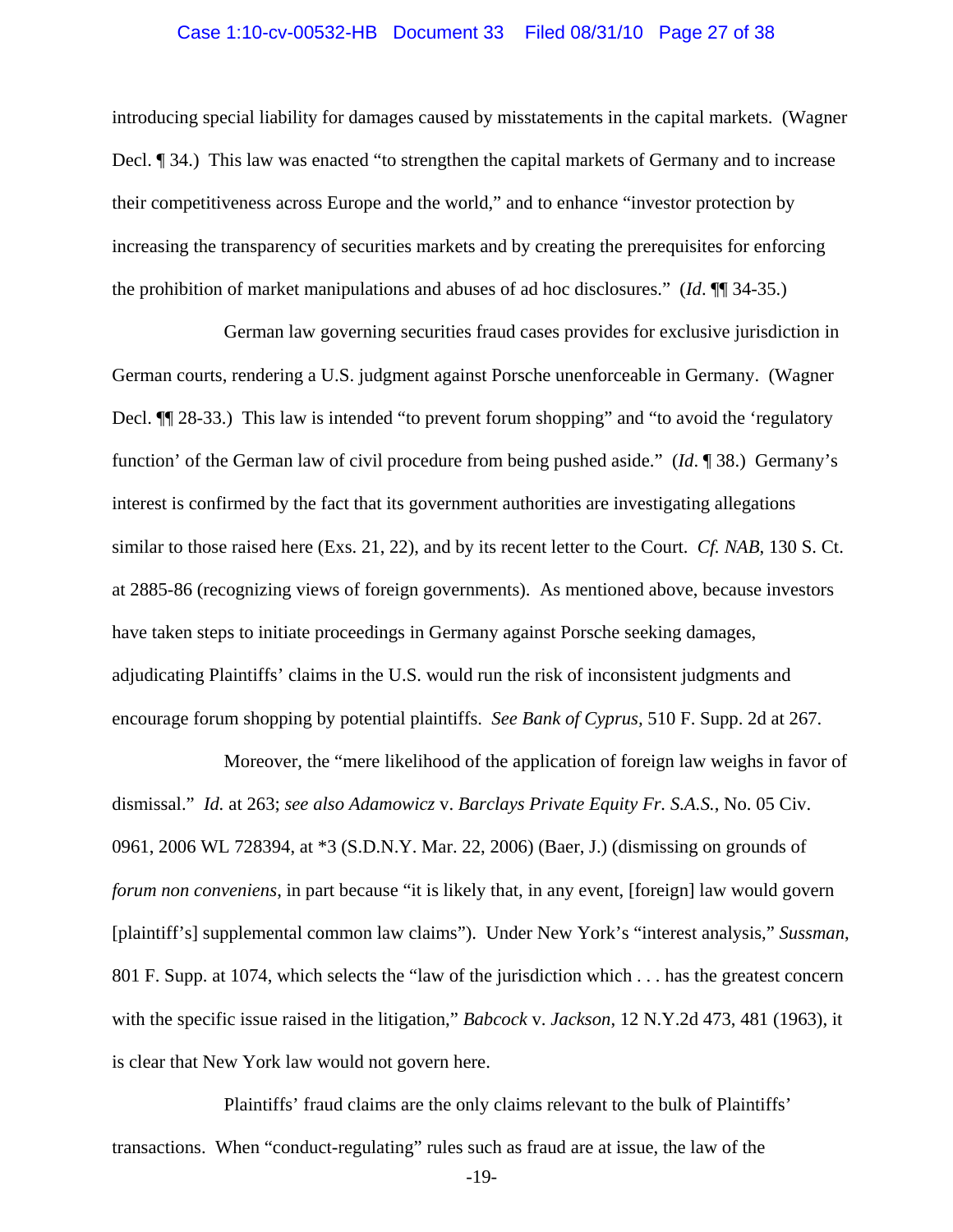introducing special liability for damages caused by misstatements in the capital markets. (Wagner Decl. ¶ 34.) This law was enacted "to strengthen the capital markets of Germany and to increase their competitiveness across Europe and the world," and to enhance "investor protection by increasing the transparency of securities markets and by creating the prerequisites for enforcing the prohibition of market manipulations and abuses of ad hoc disclosures." (*Id*. ¶¶ 34-35.)

German law governing securities fraud cases provides for exclusive jurisdiction in German courts, rendering a U.S. judgment against Porsche unenforceable in Germany. (Wagner Decl. ¶¶ 28-33.) This law is intended "to prevent forum shopping" and "to avoid the 'regulatory function' of the German law of civil procedure from being pushed aside." (*Id*. ¶ 38.) Germany's interest is confirmed by the fact that its government authorities are investigating allegations similar to those raised here (Exs. 21, 22), and by its recent letter to the Court. *Cf. NAB*, 130 S. Ct. at 2885-86 (recognizing views of foreign governments). As mentioned above, because investors have taken steps to initiate proceedings in Germany against Porsche seeking damages, adjudicating Plaintiffs' claims in the U.S. would run the risk of inconsistent judgments and encourage forum shopping by potential plaintiffs. *See Bank of Cyprus,* 510 F. Supp. 2d at 267.

Moreover, the "mere likelihood of the application of foreign law weighs in favor of dismissal." *Id.* at 263; *see also Adamowicz* v. *Barclays Private Equity Fr. S.A.S.*, No. 05 Civ. 0961, 2006 WL 728394, at *3 (S.D.N.Y. Mar. 22, 2006) (Baer, J.) (dismissing on grounds of *forum non conveniens*, in part because "it is likely that, in any event, [foreign] law would govern [plaintiff's] supplemental common law claims"). Under New York's "interest analysis," *Sussman*, 801 F. Supp. at 1074, which selects the "law of the jurisdiction which . . . has the greatest concern with the specific issue raised in the litigation," *Babcock* v. *Jackson*, 12 N.Y.2d 473, 481 (1963), it is clear that New York law would not govern here.

Plaintiffs' fraud claims are the only claims relevant to the bulk of Plaintiffs' transactions. When "conduct-regulating" rules such as fraud are at issue, the law of the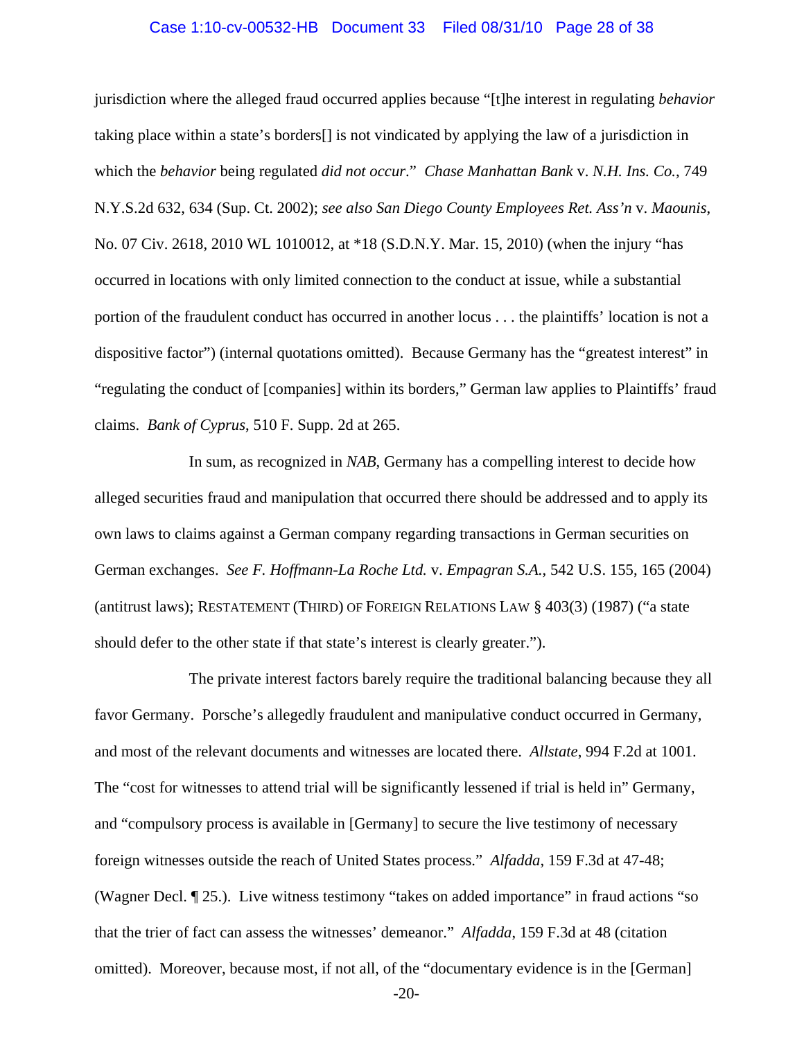jurisdiction where the alleged fraud occurred applies because "[t]he interest in regulating *behavior* taking place within a state's borders[] is not vindicated by applying the law of a jurisdiction in which the *behavior* being regulated *did not occur*." *Chase Manhattan Bank* v. *N.H. Ins. Co.*, 749 N.Y.S.2d 632, 634 (Sup. Ct. 2002); *see also San Diego County Employees Ret. Ass'n* v. *Maounis*, No. 07 Civ. 2618, 2010 WL 1010012, at *18 (S.D.N.Y. Mar. 15, 2010) (when the injury "has occurred in locations with only limited connection to the conduct at issue, while a substantial portion of the fraudulent conduct has occurred in another locus . . . the plaintiffs' location is not a dispositive factor") (internal quotations omitted). Because Germany has the "greatest interest" in "regulating the conduct of [companies] within its borders," German law applies to Plaintiffs' fraud claims. *Bank of Cyprus*, 510 F. Supp. 2d at 265.

In sum, as recognized in *NAB*, Germany has a compelling interest to decide how alleged securities fraud and manipulation that occurred there should be addressed and to apply its own laws to claims against a German company regarding transactions in German securities on German exchanges. *See F. Hoffmann-La Roche Ltd.* v. *Empagran S.A.*, 542 U.S. 155, 165 (2004) (antitrust laws); RESTATEMENT (THIRD) OF FOREIGN RELATIONS LAW § 403(3) (1987) ("a state should defer to the other state if that state's interest is clearly greater.").

The private interest factors barely require the traditional balancing because they all favor Germany. Porsche's allegedly fraudulent and manipulative conduct occurred in Germany, and most of the relevant documents and witnesses are located there. *Allstate*, 994 F.2d at 1001. The "cost for witnesses to attend trial will be significantly lessened if trial is held in" Germany, and "compulsory process is available in [Germany] to secure the live testimony of necessary foreign witnesses outside the reach of United States process." *Alfadda*, 159 F.3d at 47-48; (Wagner Decl. ¶ 25.). Live witness testimony "takes on added importance" in fraud actions "so that the trier of fact can assess the witnesses' demeanor." *Alfadda*, 159 F.3d at 48 (citation omitted). Moreover, because most, if not all, of the "documentary evidence is in the [German]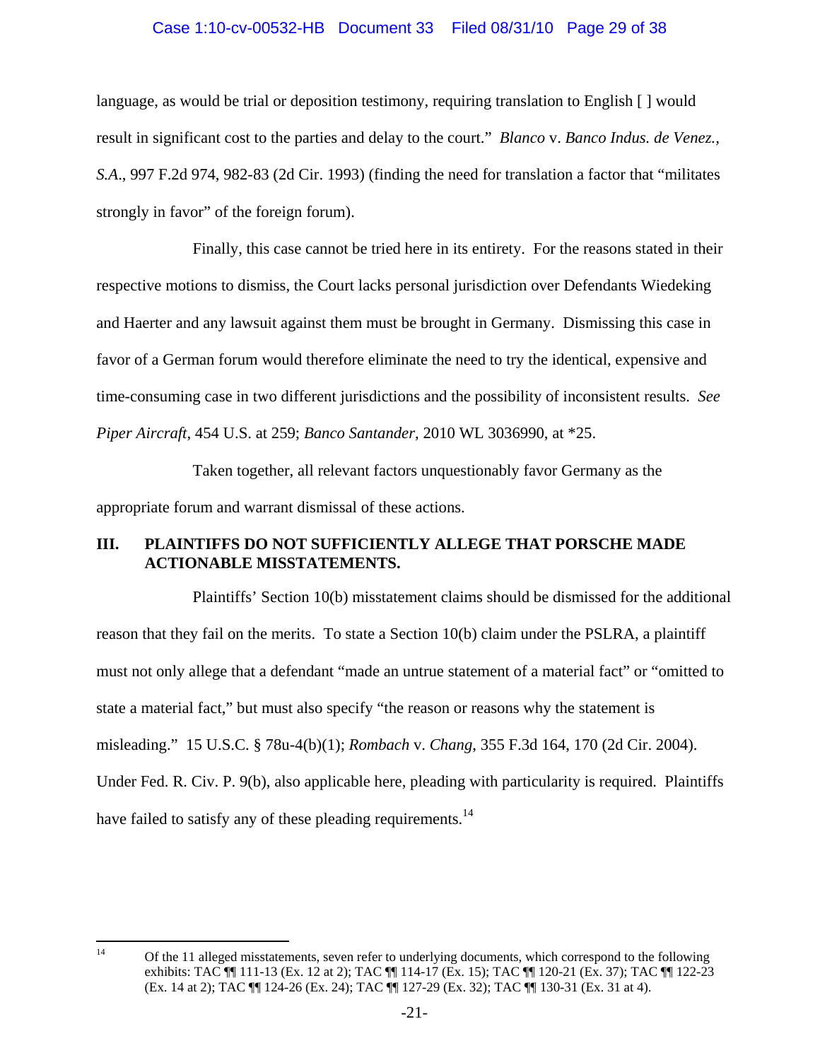language, as would be trial or deposition testimony, requiring translation to English [ ] would result in significant cost to the parties and delay to the court." *Blanco* v. *Banco Indus. de Venez., S.A.*, 997 F.2d 974, 982-83 (2d Cir. 1993) (finding the need for translation a factor that "militates strongly in favor" of the foreign forum).

Finally, this case cannot be tried here in its entirety. For the reasons stated in their respective motions to dismiss, the Court lacks personal jurisdiction over Defendants Wiedeking and Haerter and any lawsuit against them must be brought in Germany. Dismissing this case in favor of a German forum would therefore eliminate the need to try the identical, expensive and time-consuming case in two different jurisdictions and the possibility of inconsistent results. *See Piper Aircraft*, 454 U.S. at 259; *Banco Santander*, 2010 WL 3036990, at *25.

Taken together, all relevant factors unquestionably favor Germany as the appropriate forum and warrant dismissal of these actions.

## III. PLAINTIFFS DO NOT SUFFICIENTLY ALLEGE THAT PORSCHE MADE ACTIONABLE MISSTATEMENTS.

Plaintiffs' Section 10(b) misstatement claims should be dismissed for the additional reason that they fail on the merits. To state a Section 10(b) claim under the PSLRA, a plaintiff must not only allege that a defendant "made an untrue statement of a material fact" or "omitted to state a material fact," but must also specify "the reason or reasons why the statement is misleading." 15 U.S.C. § 78u-4(b)(1); *Rombach* v. *Chang*, 355 F.3d 164, 170 (2d Cir. 2004). Under Fed. R. Civ. P. 9(b), also applicable here, pleading with particularity is required. Plaintiffs have failed to satisfy any of these pleading requirements.[14]

---

[14] Of the 11 alleged misstatements, seven refer to underlying documents, which correspond to the following exhibits: TAC ¶¶ 111-13 (Ex. 12 at 2); TAC ¶¶ 114-17 (Ex. 15); TAC ¶¶ 120-21 (Ex. 37); TAC ¶¶ 122-23 (Ex. 14 at 2); TAC ¶¶ 124-26 (Ex. 24); TAC ¶¶ 127-29 (Ex. 32); TAC ¶¶ 130-31 (Ex. 31 at 4).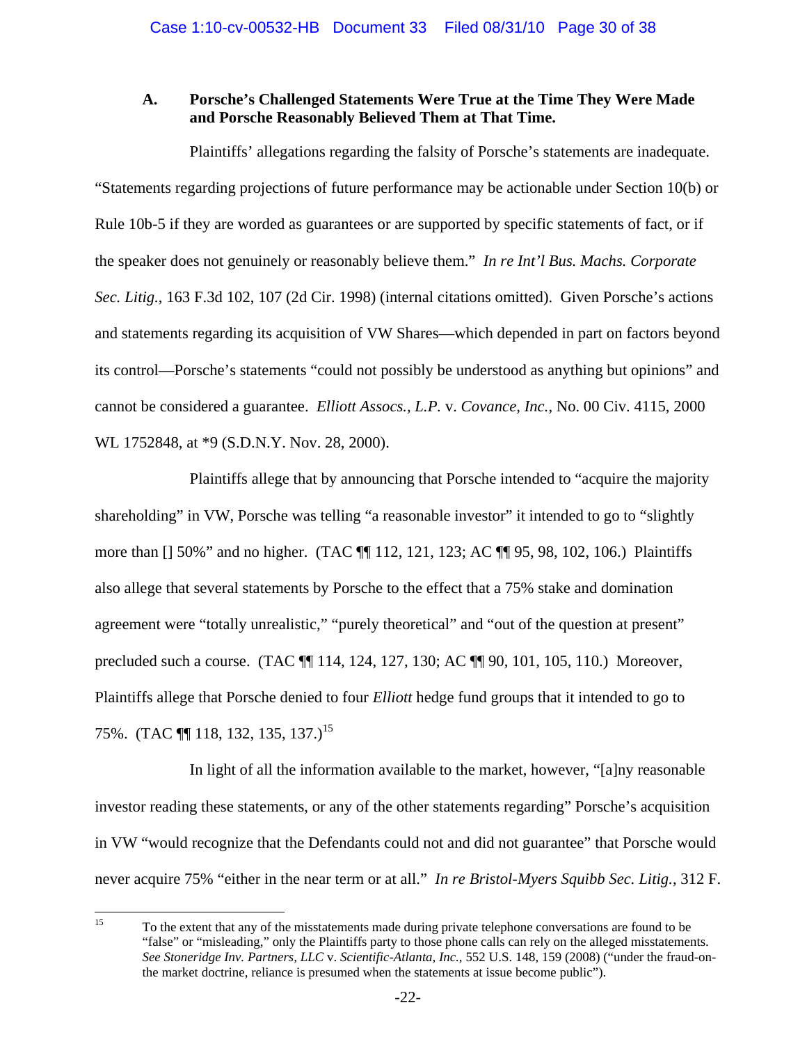### A. Porsche's Challenged Statements Were True at the Time They Were Made and Porsche Reasonably Believed Them at That Time.

Plaintiffs' allegations regarding the falsity of Porsche's statements are inadequate. "Statements regarding projections of future performance may be actionable under Section 10(b) or Rule 10b-5 if they are worded as guarantees or are supported by specific statements of fact, or if the speaker does not genuinely or reasonably believe them." *In re Int'l Bus. Machs. Corporate Sec. Litig.*, 163 F.3d 102, 107 (2d Cir. 1998) (internal citations omitted). Given Porsche's actions and statements regarding its acquisition of VW Shares—which depended in part on factors beyond its control—Porsche's statements "could not possibly be understood as anything but opinions" and cannot be considered a guarantee. *Elliott Assocs., L.P.* v. *Covance, Inc.*, No. 00 Civ. 4115, 2000 WL 1752848, at *9 (S.D.N.Y. Nov. 28, 2000).

Plaintiffs allege that by announcing that Porsche intended to "acquire the majority shareholding" in VW, Porsche was telling "a reasonable investor" it intended to go to "slightly more than [] 50%" and no higher. (TAC ¶¶ 112, 121, 123; AC ¶¶ 95, 98, 102, 106.) Plaintiffs also allege that several statements by Porsche to the effect that a 75% stake and domination agreement were "totally unrealistic," "purely theoretical" and "out of the question at present" precluded such a course. (TAC ¶¶ 114, 124, 127, 130; AC ¶¶ 90, 101, 105, 110.) Moreover, Plaintiffs allege that Porsche denied to four *Elliott* hedge fund groups that it intended to go to 75%. (TAC ¶¶ 118, 132, 135, 137.)[15]

In light of all the information available to the market, however, "[a]ny reasonable investor reading these statements, or any of the other statements regarding" Porsche's acquisition in VW "would recognize that the Defendants could not and did not guarantee" that Porsche would never acquire 75% "either in the near term or at all." *In re Bristol-Myers Squibb Sec. Litig.*, 312 F.

---

[15] To the extent that any of the misstatements made during private telephone conversations are found to be "false" or "misleading," only the Plaintiffs party to those phone calls can rely on the alleged misstatements. *See Stoneridge Inv. Partners, LLC* v. *Scientific-Atlanta, Inc.*, 552 U.S. 148, 159 (2008) ("under the fraud-on-the market doctrine, reliance is presumed when the statements at issue become public").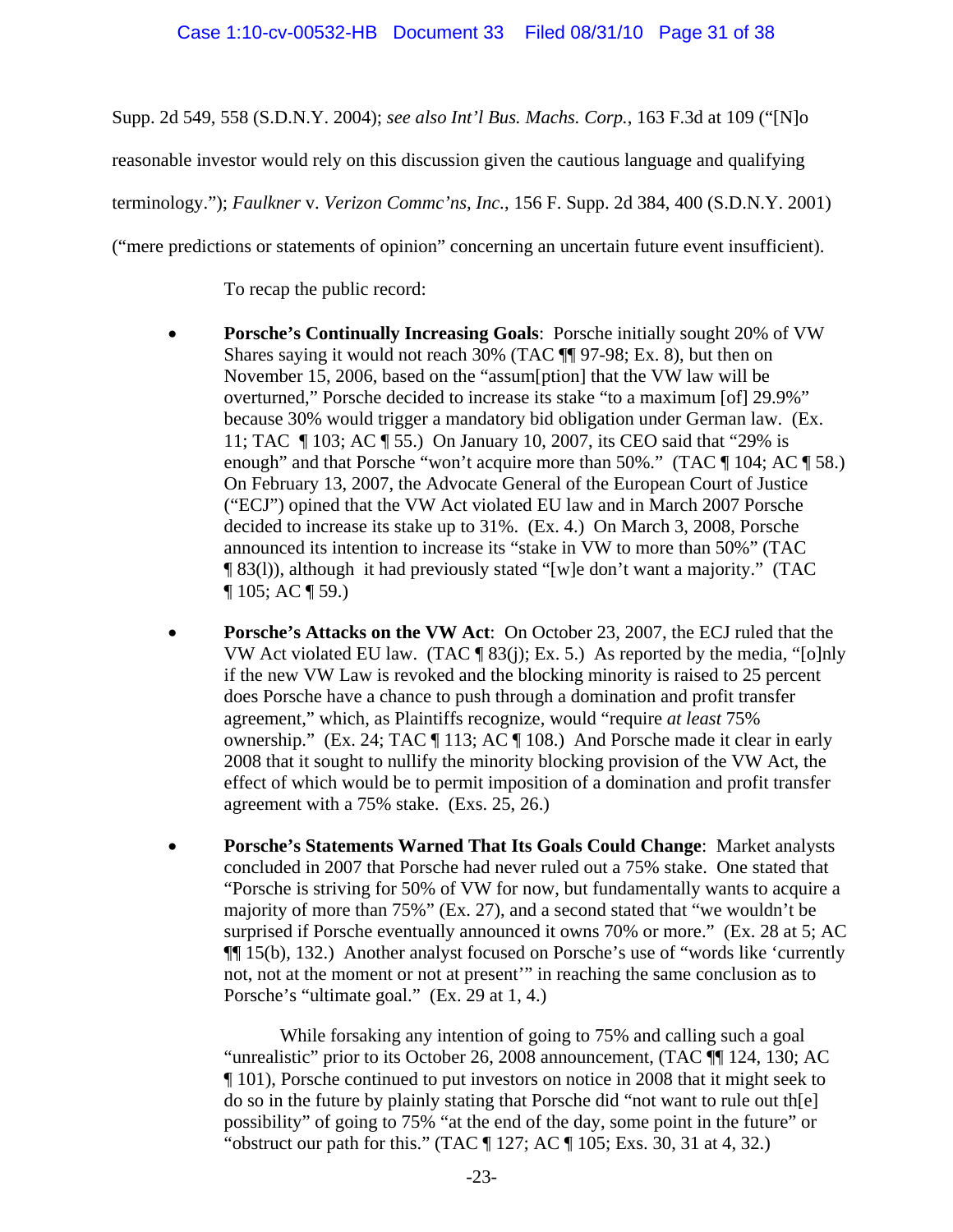Supp. 2d 549, 558 (S.D.N.Y. 2004); *see also Int'l Bus. Machs. Corp.*, 163 F.3d at 109 ("[N]o reasonable investor would rely on this discussion given the cautious language and qualifying terminology."); *Faulkner* v. *Verizon Commc'ns, Inc.*, 156 F. Supp. 2d 384, 400 (S.D.N.Y. 2001) ("mere predictions or statements of opinion" concerning an uncertain future event insufficient).

To recap the public record:

- **Porsche's Continually Increasing Goals**: Porsche initially sought 20% of VW Shares saying it would not reach 30% (TAC ¶¶ 97-98; Ex. 8), but then on November 15, 2006, based on the "assum[ption] that the VW law will be overturned," Porsche decided to increase its stake "to a maximum [of] 29.9%" because 30% would trigger a mandatory bid obligation under German law. (Ex. 11; TAC ¶ 103; AC ¶ 55.) On January 10, 2007, its CEO said that "29% is enough" and that Porsche "won't acquire more than 50%." (TAC ¶ 104; AC ¶ 58.) On February 13, 2007, the Advocate General of the European Court of Justice ("ECJ") opined that the VW Act violated EU law and in March 2007 Porsche decided to increase its stake up to 31%. (Ex. 4.) On March 3, 2008, Porsche announced its intention to increase its "stake in VW to more than 50%" (TAC ¶ 83(l)), although it had previously stated "[w]e don't want a majority." (TAC ¶ 105; AC ¶ 59.)

- **Porsche's Attacks on the VW Act**: On October 23, 2007, the ECJ ruled that the VW Act violated EU law. (TAC ¶ 83(j); Ex. 5.) As reported by the media, "[o]nly if the new VW Law is revoked and the blocking minority is raised to 25 percent does Porsche have a chance to push through a domination and profit transfer agreement," which, as Plaintiffs recognize, would "require *at least* 75% ownership." (Ex. 24; TAC ¶ 113; AC ¶ 108.) And Porsche made it clear in early 2008 that it sought to nullify the minority blocking provision of the VW Act, the effect of which would be to permit imposition of a domination and profit transfer agreement with a 75% stake. (Exs. 25, 26.)

- **Porsche's Statements Warned That Its Goals Could Change**: Market analysts concluded in 2007 that Porsche had never ruled out a 75% stake. One stated that "Porsche is striving for 50% of VW for now, but fundamentally wants to acquire a majority of more than 75%" (Ex. 27), and a second stated that "we wouldn't be surprised if Porsche eventually announced it owns 70% or more." (Ex. 28 at 5; AC ¶¶ 15(b), 132.) Another analyst focused on Porsche's use of "words like 'currently not, not at the moment or not at present'" in reaching the same conclusion as to Porsche's "ultimate goal." (Ex. 29 at 1, 4.)

  While forsaking any intention of going to 75% and calling such a goal "unrealistic" prior to its October 26, 2008 announcement, (TAC ¶¶ 124, 130; AC ¶ 101), Porsche continued to put investors on notice in 2008 that it might seek to do so in the future by plainly stating that Porsche did "not want to rule out th[e] possibility" of going to 75% "at the end of the day, some point in the future" or "obstruct our path for this." (TAC ¶ 127; AC ¶ 105; Exs. 30, 31 at 4, 32.)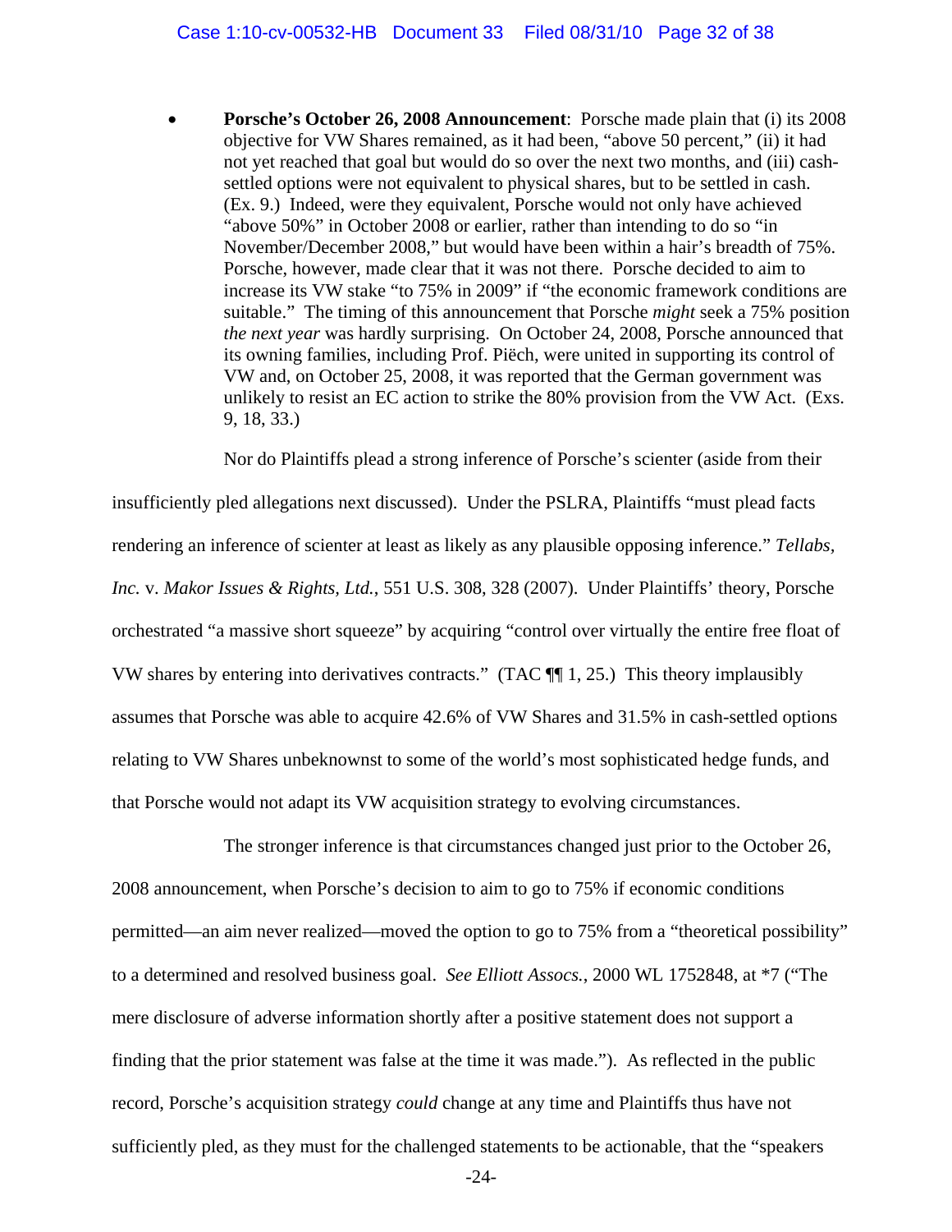- **Porsche's October 26, 2008 Announcement**: Porsche made plain that (i) its 2008 objective for VW Shares remained, as it had been, "above 50 percent," (ii) it had not yet reached that goal but would do so over the next two months, and (iii) cash-settled options were not equivalent to physical shares, but to be settled in cash. (Ex. 9.) Indeed, were they equivalent, Porsche would not only have achieved "above 50%" in October 2008 or earlier, rather than intending to do so "in November/December 2008," but would have been within a hair's breadth of 75%. Porsche, however, made clear that it was not there. Porsche decided to aim to increase its VW stake "to 75% in 2009" if "the economic framework conditions are suitable." The timing of this announcement that Porsche *might* seek a 75% position *the next year* was hardly surprising. On October 24, 2008, Porsche announced that its owning families, including Prof. Piëch, were united in supporting its control of VW and, on October 25, 2008, it was reported that the German government was unlikely to resist an EC action to strike the 80% provision from the VW Act. (Exs. 9, 18, 33.)

Nor do Plaintiffs plead a strong inference of Porsche's scienter (aside from their insufficiently pled allegations next discussed). Under the PSLRA, Plaintiffs "must plead facts rendering an inference of scienter at least as likely as any plausible opposing inference." *Tellabs, Inc.* v. *Makor Issues & Rights, Ltd.*, 551 U.S. 308, 328 (2007). Under Plaintiffs' theory, Porsche orchestrated "a massive short squeeze" by acquiring "control over virtually the entire free float of VW shares by entering into derivatives contracts." (TAC ¶¶ 1, 25.) This theory implausibly assumes that Porsche was able to acquire 42.6% of VW Shares and 31.5% in cash-settled options relating to VW Shares unbeknownst to some of the world's most sophisticated hedge funds, and that Porsche would not adapt its VW acquisition strategy to evolving circumstances.

The stronger inference is that circumstances changed just prior to the October 26, 2008 announcement, when Porsche's decision to aim to go to 75% if economic conditions permitted—an aim never realized—moved the option to go to 75% from a "theoretical possibility" to a determined and resolved business goal. *See Elliott Assocs.*, 2000 WL 1752848, at *7 ("The mere disclosure of adverse information shortly after a positive statement does not support a finding that the prior statement was false at the time it was made."). As reflected in the public record, Porsche's acquisition strategy *could* change at any time and Plaintiffs thus have not sufficiently pled, as they must for the challenged statements to be actionable, that the "speakers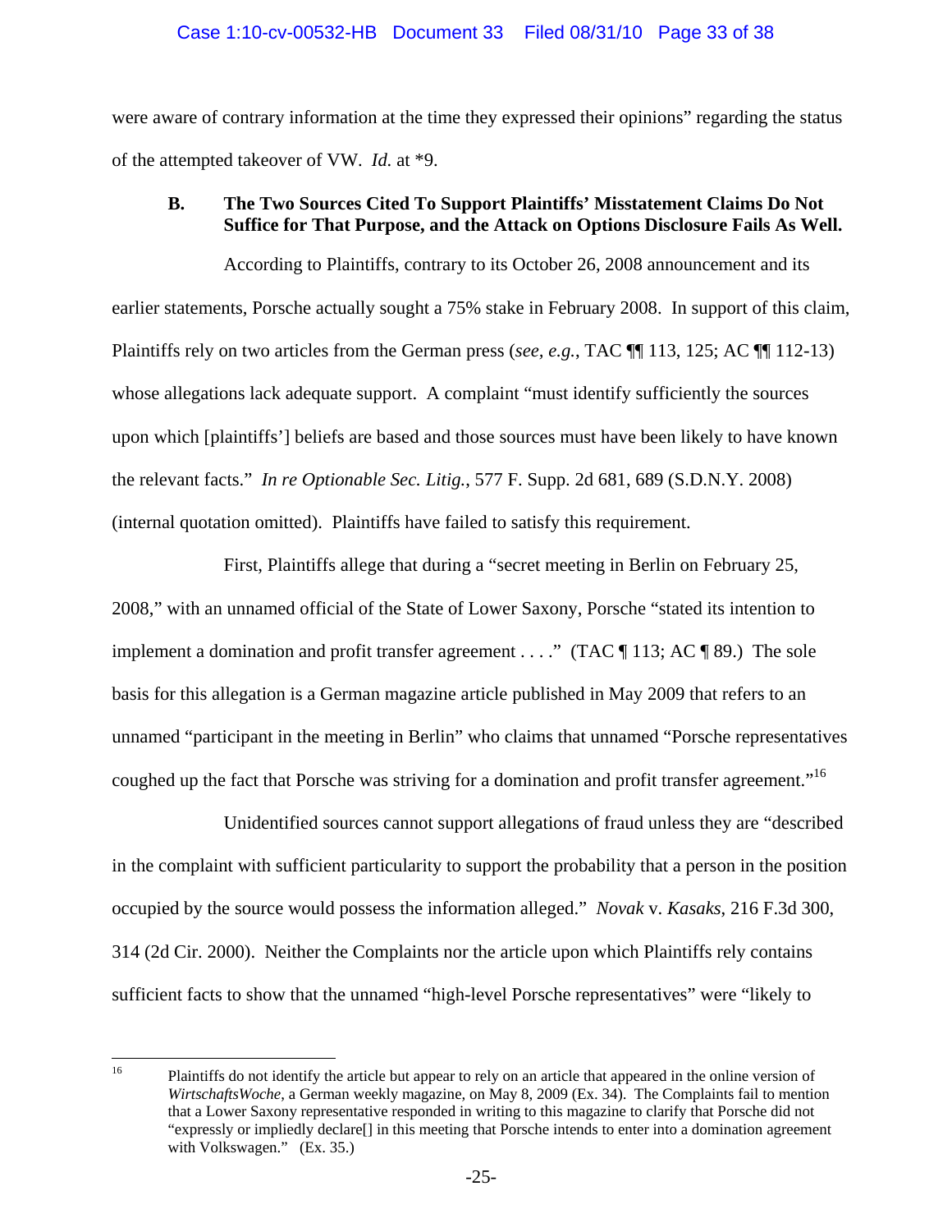were aware of contrary information at the time they expressed their opinions" regarding the status of the attempted takeover of VW. *Id.* at *9.

### B. The Two Sources Cited To Support Plaintiffs' Misstatement Claims Do Not Suffice for That Purpose, and the Attack on Options Disclosure Fails As Well.

According to Plaintiffs, contrary to its October 26, 2008 announcement and its earlier statements, Porsche actually sought a 75% stake in February 2008. In support of this claim, Plaintiffs rely on two articles from the German press (*see, e.g.*, TAC ¶¶ 113, 125; AC ¶¶ 112-13) whose allegations lack adequate support. A complaint "must identify sufficiently the sources upon which [plaintiffs'] beliefs are based and those sources must have been likely to have known the relevant facts." *In re Optionable Sec. Litig.*, 577 F. Supp. 2d 681, 689 (S.D.N.Y. 2008) (internal quotation omitted). Plaintiffs have failed to satisfy this requirement.

First, Plaintiffs allege that during a "secret meeting in Berlin on February 25, 2008," with an unnamed official of the State of Lower Saxony, Porsche "stated its intention to implement a domination and profit transfer agreement . . . ." (TAC ¶ 113; AC ¶ 89.) The sole basis for this allegation is a German magazine article published in May 2009 that refers to an unnamed "participant in the meeting in Berlin" who claims that unnamed "Porsche representatives coughed up the fact that Porsche was striving for a domination and profit transfer agreement."[16]

Unidentified sources cannot support allegations of fraud unless they are "described in the complaint with sufficient particularity to support the probability that a person in the position occupied by the source would possess the information alleged." *Novak* v. *Kasaks*, 216 F.3d 300, 314 (2d Cir. 2000). Neither the Complaints nor the article upon which Plaintiffs rely contains sufficient facts to show that the unnamed "high-level Porsche representatives" were "likely to

---

[16] Plaintiffs do not identify the article but appear to rely on an article that appeared in the online version of *WirtschaftsWoche*, a German weekly magazine, on May 8, 2009 (Ex. 34). The Complaints fail to mention that a Lower Saxony representative responded in writing to this magazine to clarify that Porsche did not "expressly or impliedly declare[] in this meeting that Porsche intends to enter into a domination agreement with Volkswagen." (Ex. 35.)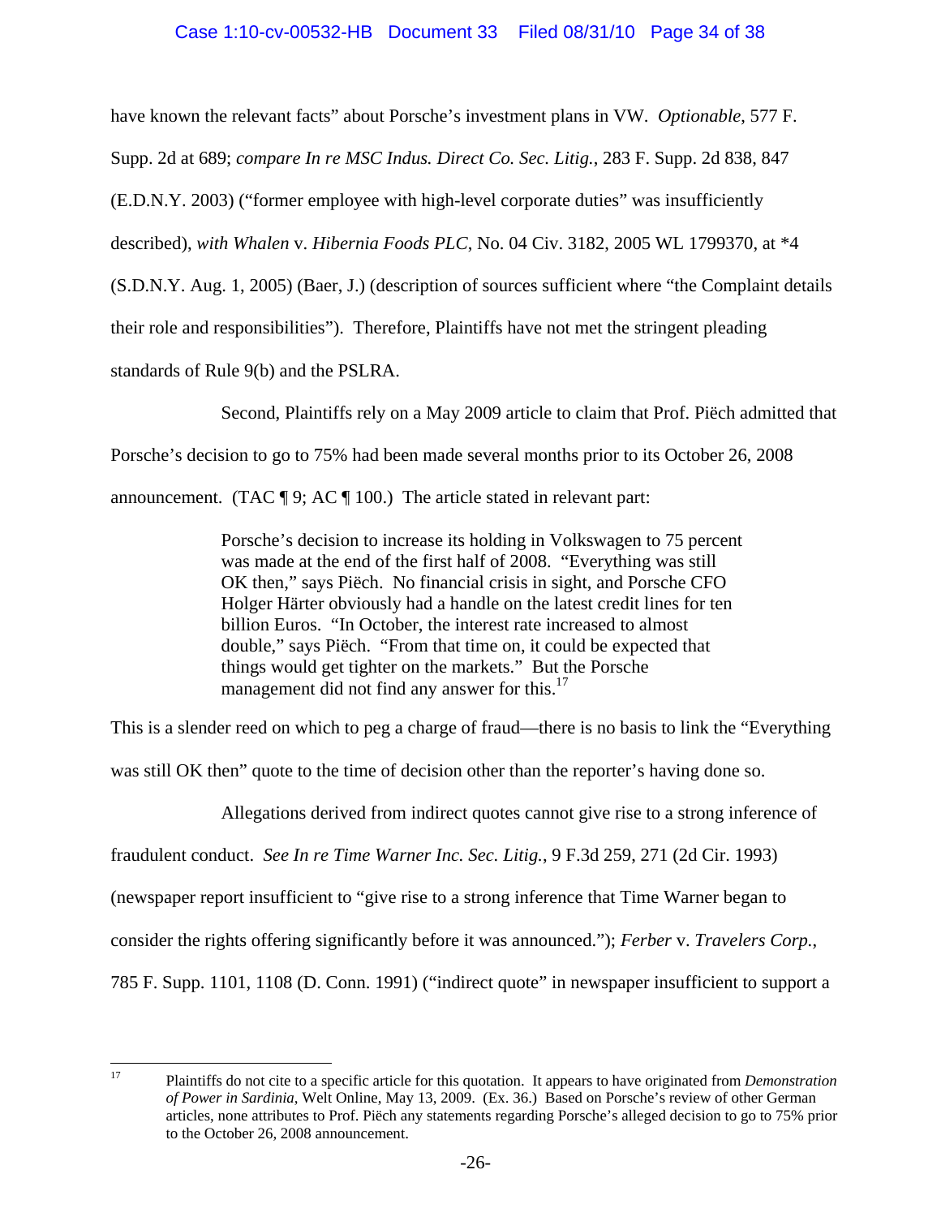have known the relevant facts" about Porsche's investment plans in VW. *Optionable*, 577 F. Supp. 2d at 689; *compare In re MSC Indus. Direct Co. Sec. Litig.*, 283 F. Supp. 2d 838, 847 (E.D.N.Y. 2003) ("former employee with high-level corporate duties" was insufficiently described), *with Whalen* v. *Hibernia Foods PLC*, No. 04 Civ. 3182, 2005 WL 1799370, at *4 (S.D.N.Y. Aug. 1, 2005) (Baer, J.) (description of sources sufficient where "the Complaint details their role and responsibilities"). Therefore, Plaintiffs have not met the stringent pleading standards of Rule 9(b) and the PSLRA.

Second, Plaintiffs rely on a May 2009 article to claim that Prof. Piëch admitted that Porsche's decision to go to 75% had been made several months prior to its October 26, 2008 announcement. (TAC ¶ 9; AC ¶ 100.) The article stated in relevant part:

> Porsche's decision to increase its holding in Volkswagen to 75 percent was made at the end of the first half of 2008. "Everything was still OK then," says Piëch. No financial crisis in sight, and Porsche CFO Holger Härter obviously had a handle on the latest credit lines for ten billion Euros. "In October, the interest rate increased to almost double," says Piëch. "From that time on, it could be expected that things would get tighter on the markets." But the Porsche management did not find any answer for this.[17]

This is a slender reed on which to peg a charge of fraud—there is no basis to link the "Everything was still OK then" quote to the time of decision other than the reporter's having done so.

Allegations derived from indirect quotes cannot give rise to a strong inference of fraudulent conduct. *See In re Time Warner Inc. Sec. Litig.*, 9 F.3d 259, 271 (2d Cir. 1993) (newspaper report insufficient to "give rise to a strong inference that Time Warner began to consider the rights offering significantly before it was announced."); *Ferber* v. *Travelers Corp.*, 785 F. Supp. 1101, 1108 (D. Conn. 1991) ("indirect quote" in newspaper insufficient to support a

---

[17] Plaintiffs do not cite to a specific article for this quotation. It appears to have originated from *Demonstration of Power in Sardinia*, Welt Online, May 13, 2009. (Ex. 36.) Based on Porsche's review of other German articles, none attributes to Prof. Piëch any statements regarding Porsche's alleged decision to go to 75% prior to the October 26, 2008 announcement.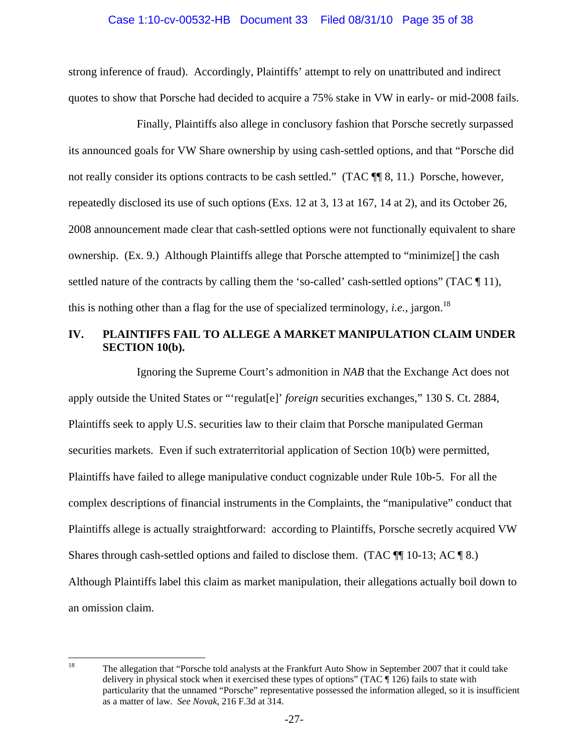strong inference of fraud). Accordingly, Plaintiffs' attempt to rely on unattributed and indirect quotes to show that Porsche had decided to acquire a 75% stake in VW in early- or mid-2008 fails.

Finally, Plaintiffs also allege in conclusory fashion that Porsche secretly surpassed its announced goals for VW Share ownership by using cash-settled options, and that "Porsche did not really consider its options contracts to be cash settled." (TAC ¶¶ 8, 11.) Porsche, however, repeatedly disclosed its use of such options (Exs. 12 at 3, 13 at 167, 14 at 2), and its October 26, 2008 announcement made clear that cash-settled options were not functionally equivalent to share ownership. (Ex. 9.) Although Plaintiffs allege that Porsche attempted to "minimize[] the cash settled nature of the contracts by calling them the 'so-called' cash-settled options" (TAC ¶ 11), this is nothing other than a flag for the use of specialized terminology, *i.e.*, jargon.[18]

## IV. PLAINTIFFS FAIL TO ALLEGE A MARKET MANIPULATION CLAIM UNDER SECTION 10(b).

Ignoring the Supreme Court's admonition in *NAB* that the Exchange Act does not apply outside the United States or "'regulat[e]' *foreign* securities exchanges," 130 S. Ct. 2884, Plaintiffs seek to apply U.S. securities law to their claim that Porsche manipulated German securities markets. Even if such extraterritorial application of Section 10(b) were permitted, Plaintiffs have failed to allege manipulative conduct cognizable under Rule 10b-5. For all the complex descriptions of financial instruments in the Complaints, the "manipulative" conduct that Plaintiffs allege is actually straightforward: according to Plaintiffs, Porsche secretly acquired VW Shares through cash-settled options and failed to disclose them. (TAC ¶¶ 10-13; AC ¶ 8.) Although Plaintiffs label this claim as market manipulation, their allegations actually boil down to an omission claim.

---

[18] The allegation that "Porsche told analysts at the Frankfurt Auto Show in September 2007 that it could take delivery in physical stock when it exercised these types of options" (TAC ¶ 126) fails to state with particularity that the unnamed "Porsche" representative possessed the information alleged, so it is insufficient as a matter of law. *See Novak*, 216 F.3d at 314.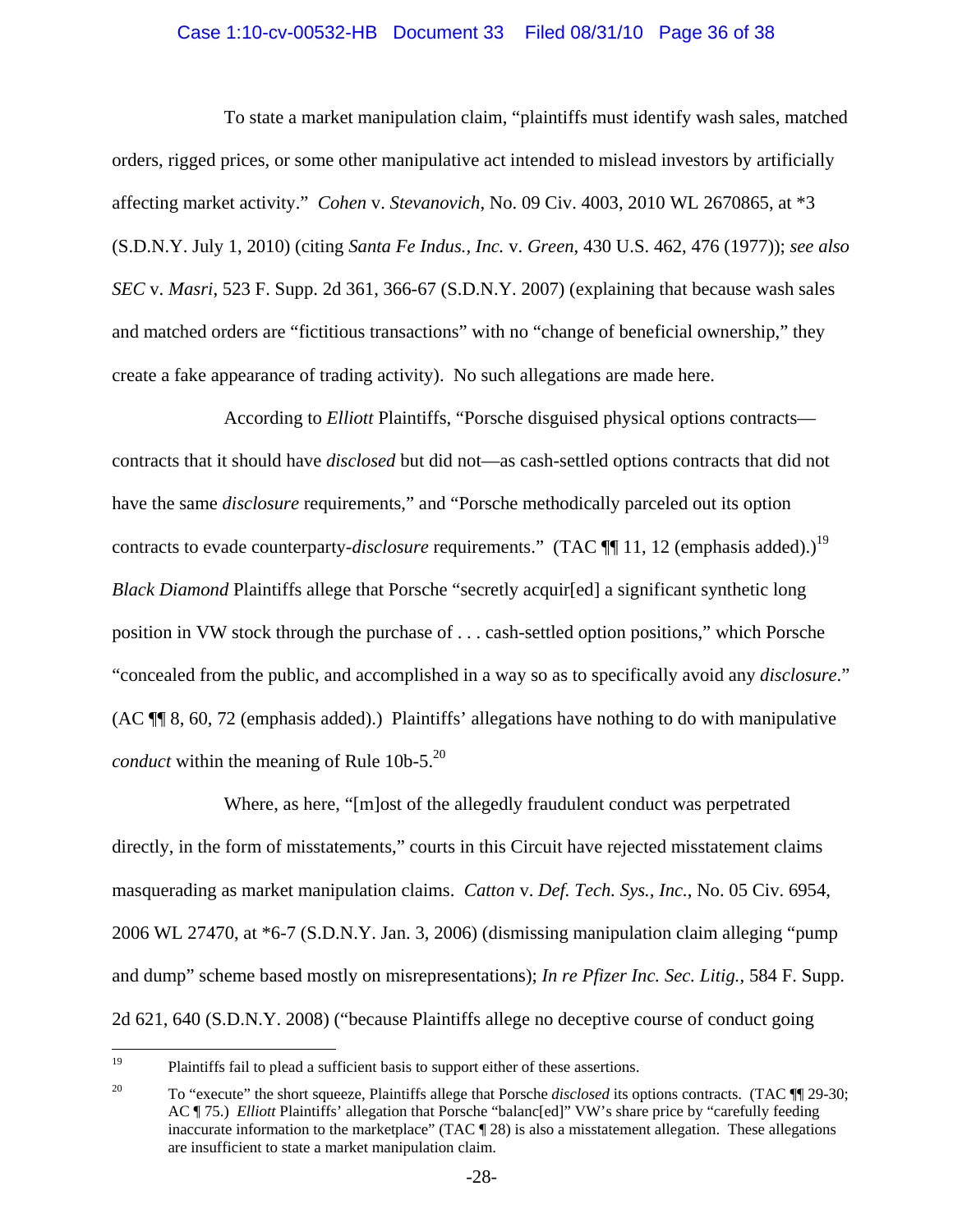To state a market manipulation claim, "plaintiffs must identify wash sales, matched orders, rigged prices, or some other manipulative act intended to mislead investors by artificially affecting market activity." *Cohen* v. *Stevanovich*, No. 09 Civ. 4003, 2010 WL 2670865, at *3 (S.D.N.Y. July 1, 2010) (citing *Santa Fe Indus., Inc.* v. *Green*, 430 U.S. 462, 476 (1977)); *see also SEC* v. *Masri*, 523 F. Supp. 2d 361, 366-67 (S.D.N.Y. 2007) (explaining that because wash sales and matched orders are "fictitious transactions" with no "change of beneficial ownership," they create a fake appearance of trading activity). No such allegations are made here.

According to *Elliott* Plaintiffs, "Porsche disguised physical options contracts—contracts that it should have *disclosed* but did not—as cash-settled options contracts that did not have the same *disclosure* requirements," and "Porsche methodically parceled out its option contracts to evade counterparty-*disclosure* requirements." (TAC ¶¶ 11, 12 (emphasis added).)[19] *Black Diamond* Plaintiffs allege that Porsche "secretly acquir[ed] a significant synthetic long position in VW stock through the purchase of . . . cash-settled option positions," which Porsche "concealed from the public, and accomplished in a way so as to specifically avoid any *disclosure*." (AC ¶¶ 8, 60, 72 (emphasis added).) Plaintiffs' allegations have nothing to do with manipulative *conduct* within the meaning of Rule 10b-5.[20]

Where, as here, "[m]ost of the allegedly fraudulent conduct was perpetrated directly, in the form of misstatements," courts in this Circuit have rejected misstatement claims masquerading as market manipulation claims. *Catton* v. *Def. Tech. Sys., Inc.*, No. 05 Civ. 6954, 2006 WL 27470, at *6-7 (S.D.N.Y. Jan. 3, 2006) (dismissing manipulation claim alleging "pump and dump" scheme based mostly on misrepresentations); *In re Pfizer Inc. Sec. Litig.*, 584 F. Supp. 2d 621, 640 (S.D.N.Y. 2008) ("because Plaintiffs allege no deceptive course of conduct going

---

[19] Plaintiffs fail to plead a sufficient basis to support either of these assertions.

[20] To "execute" the short squeeze, Plaintiffs allege that Porsche *disclosed* its options contracts. (TAC ¶¶ 29-30; AC ¶ 75.) *Elliott* Plaintiffs' allegation that Porsche "balanc[ed]" VW's share price by "carefully feeding inaccurate information to the marketplace" (TAC ¶ 28) is also a misstatement allegation. These allegations are insufficient to state a market manipulation claim.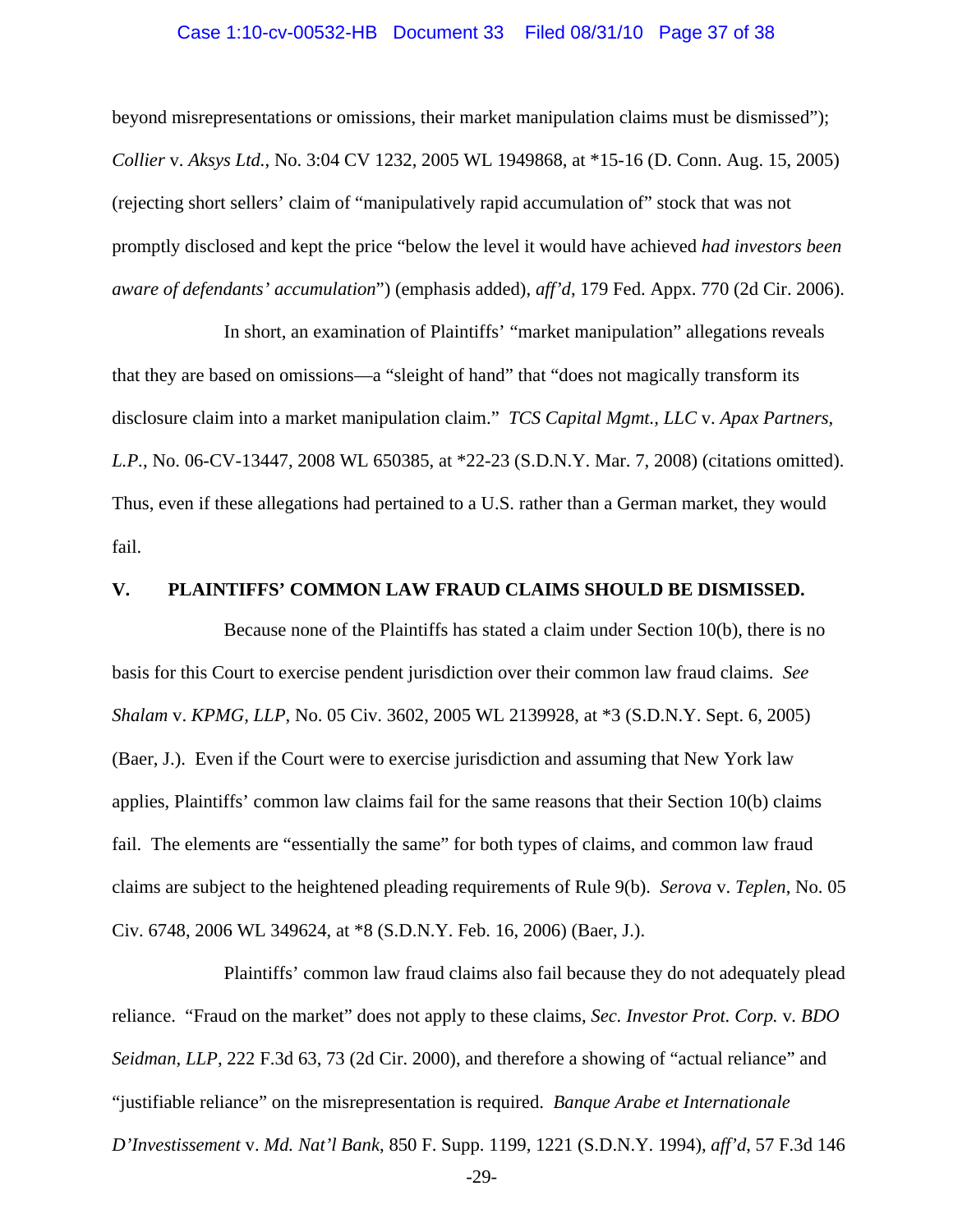beyond misrepresentations or omissions, their market manipulation claims must be dismissed"); *Collier* v. *Aksys Ltd.*, No. 3:04 CV 1232, 2005 WL 1949868, at *15-16 (D. Conn. Aug. 15, 2005) (rejecting short sellers' claim of "manipulatively rapid accumulation of" stock that was not promptly disclosed and kept the price "below the level it would have achieved *had investors been aware of defendants' accumulation*") (emphasis added), *aff'd*, 179 Fed. Appx. 770 (2d Cir. 2006).

In short, an examination of Plaintiffs' "market manipulation" allegations reveals that they are based on omissions—a "sleight of hand" that "does not magically transform its disclosure claim into a market manipulation claim." *TCS Capital Mgmt., LLC* v. *Apax Partners, L.P.*, No. 06-CV-13447, 2008 WL 650385, at *22-23 (S.D.N.Y. Mar. 7, 2008) (citations omitted). Thus, even if these allegations had pertained to a U.S. rather than a German market, they would fail.

## V. PLAINTIFFS' COMMON LAW FRAUD CLAIMS SHOULD BE DISMISSED.

Because none of the Plaintiffs has stated a claim under Section 10(b), there is no basis for this Court to exercise pendent jurisdiction over their common law fraud claims. *See Shalam* v. *KPMG, LLP*, No. 05 Civ. 3602, 2005 WL 2139928, at *3 (S.D.N.Y. Sept. 6, 2005) (Baer, J.). Even if the Court were to exercise jurisdiction and assuming that New York law applies, Plaintiffs' common law claims fail for the same reasons that their Section 10(b) claims fail. The elements are "essentially the same" for both types of claims, and common law fraud claims are subject to the heightened pleading requirements of Rule 9(b). *Serova* v. *Teplen*, No. 05 Civ. 6748, 2006 WL 349624, at *8 (S.D.N.Y. Feb. 16, 2006) (Baer, J.).

Plaintiffs' common law fraud claims also fail because they do not adequately plead reliance. "Fraud on the market" does not apply to these claims, *Sec. Investor Prot. Corp.* v. *BDO Seidman, LLP*, 222 F.3d 63, 73 (2d Cir. 2000), and therefore a showing of "actual reliance" and "justifiable reliance" on the misrepresentation is required. *Banque Arabe et Internationale D'Investissement* v. *Md. Nat'l Bank*, 850 F. Supp. 1199, 1221 (S.D.N.Y. 1994), *aff'd*, 57 F.3d 146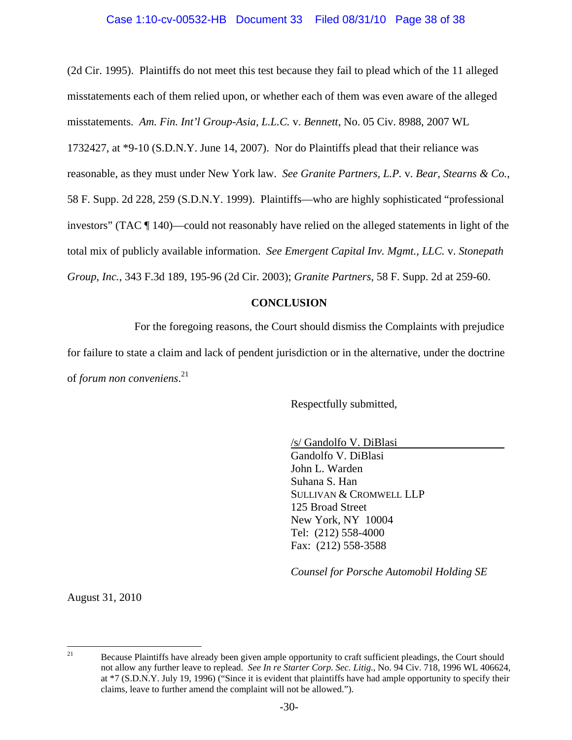(2d Cir. 1995). Plaintiffs do not meet this test because they fail to plead which of the 11 alleged misstatements each of them relied upon, or whether each of them was even aware of the alleged misstatements. *Am. Fin. Int'l Group-Asia, L.L.C.* v. *Bennett*, No. 05 Civ. 8988, 2007 WL 1732427, at *9-10 (S.D.N.Y. June 14, 2007). Nor do Plaintiffs plead that their reliance was reasonable, as they must under New York law. *See Granite Partners, L.P.* v. *Bear, Stearns & Co.*, 58 F. Supp. 2d 228, 259 (S.D.N.Y. 1999). Plaintiffs—who are highly sophisticated "professional investors" (TAC ¶ 140)—could not reasonably have relied on the alleged statements in light of the total mix of publicly available information. *See Emergent Capital Inv. Mgmt., LLC.* v. *Stonepath Group, Inc.*, 343 F.3d 189, 195-96 (2d Cir. 2003); *Granite Partners*, 58 F. Supp. 2d at 259-60.

## CONCLUSION

For the foregoing reasons, the Court should dismiss the Complaints with prejudice for failure to state a claim and lack of pendent jurisdiction or in the alternative, under the doctrine of *forum non conveniens*.[21]

Respectfully submitted,

/s/ Gandolfo V. DiBlasi
Gandolfo V. DiBlasi
John L. Warden
Suhana S. Han
SULLIVAN & CROMWELL LLP
125 Broad Street
New York, NY 10004
Tel: (212) 558-4000
Fax: (212) 558-3588

*Counsel for Porsche Automobil Holding SE*

August 31, 2010

[21] Because Plaintiffs have already been given ample opportunity to craft sufficient pleadings, the Court should not allow any further leave to replead. *See In re Starter Corp. Sec. Litig.*, No. 94 Civ. 718, 1996 WL 406624, at *7 (S.D.N.Y. July 19, 1996) ("Since it is evident that plaintiffs have had ample opportunity to specify their claims, leave to further amend the complaint will not be allowed.").